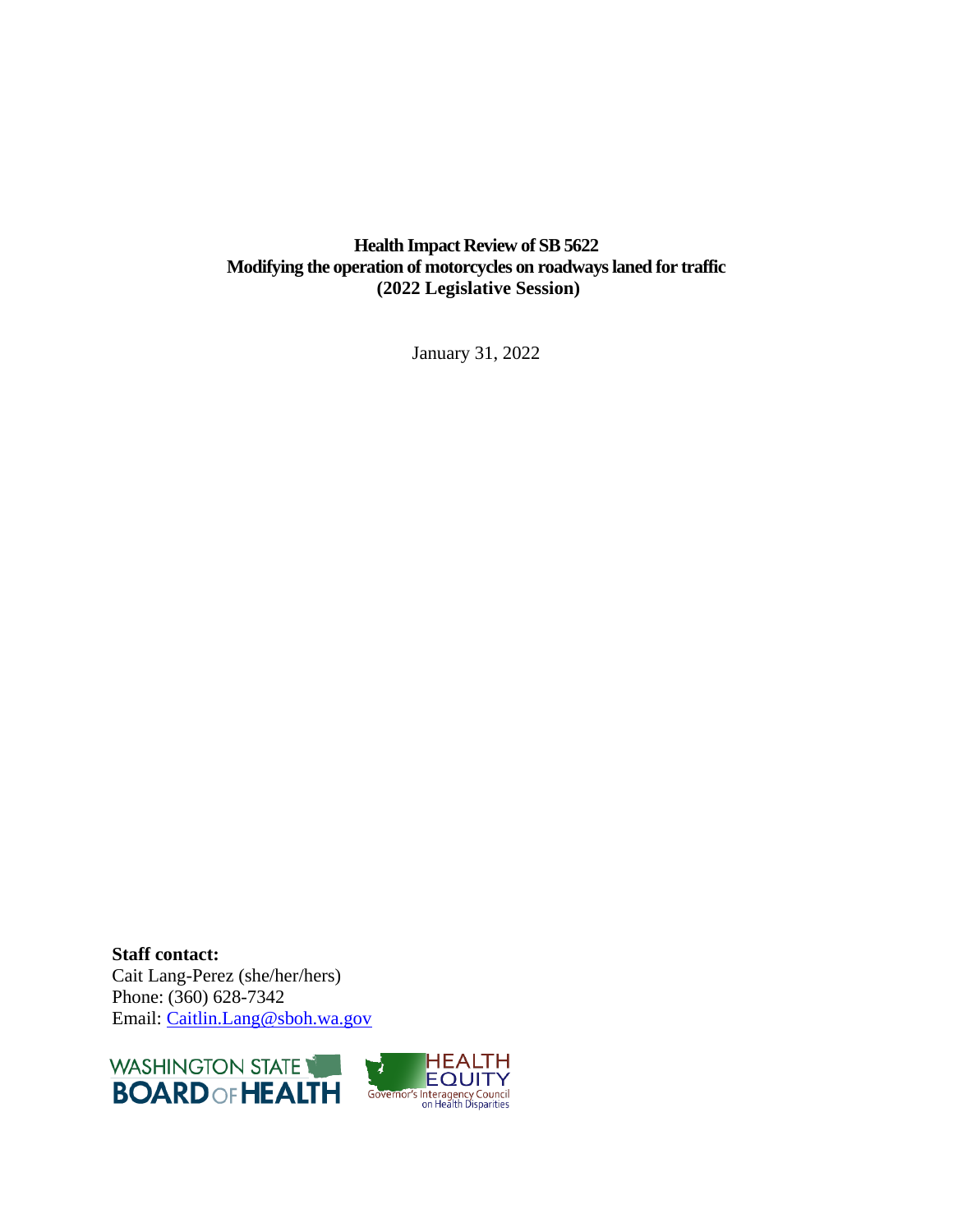**Health Impact Review of SB 5622**
**Modifying the operation of motorcycles on roadways laned for traffic**
**(2022 Legislative Session)**

January 31, 2022

**Staff contact:**
Cait Lang-Perez (she/her/hers)
Phone: (360) 628-7342
Email: [Caitlin.Lang@sboh.wa.gov](mailto:Caitlin.Lang@sboh.wa.gov)

WASHINGTON STATE BOARD OF HEALTH

HEALTH EQUITY
Governor's Interagency Council on Health Disparities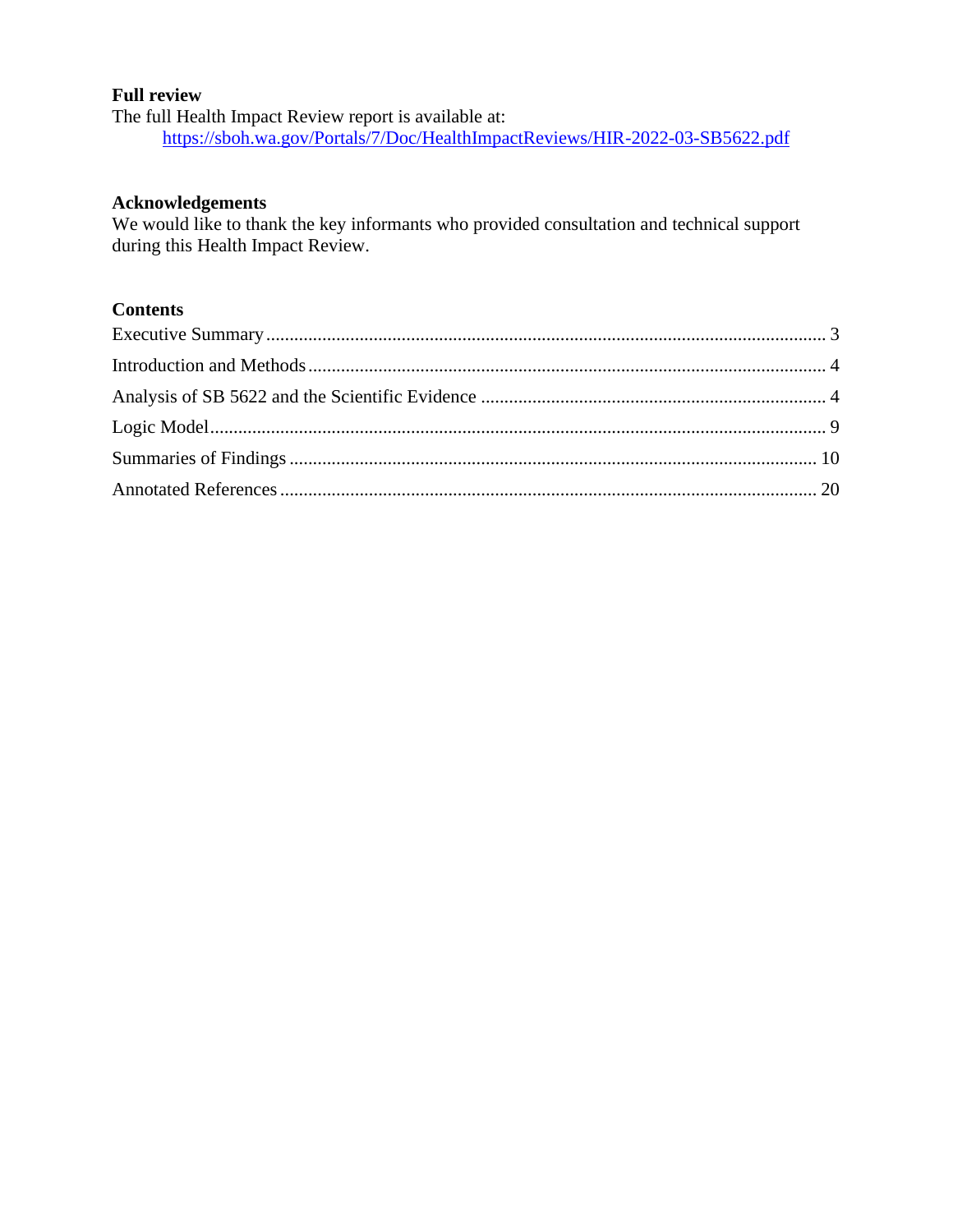**Full review**

The full Health Impact Review report is available at:

https://sboh.wa.gov/Portals/7/Doc/HealthImpactReviews/HIR-2022-03-SB5622.pdf

**Acknowledgements**

We would like to thank the key informants who provided consultation and technical support during this Health Impact Review.

**Contents**

Executive Summary ........................................................................................................ 3

Introduction and Methods ............................................................................................... 4

Analysis of SB 5622 and the Scientific Evidence ........................................................... 4

Logic Model .................................................................................................................... 9

Summaries of Findings ................................................................................................. 10

Annotated References ................................................................................................... 20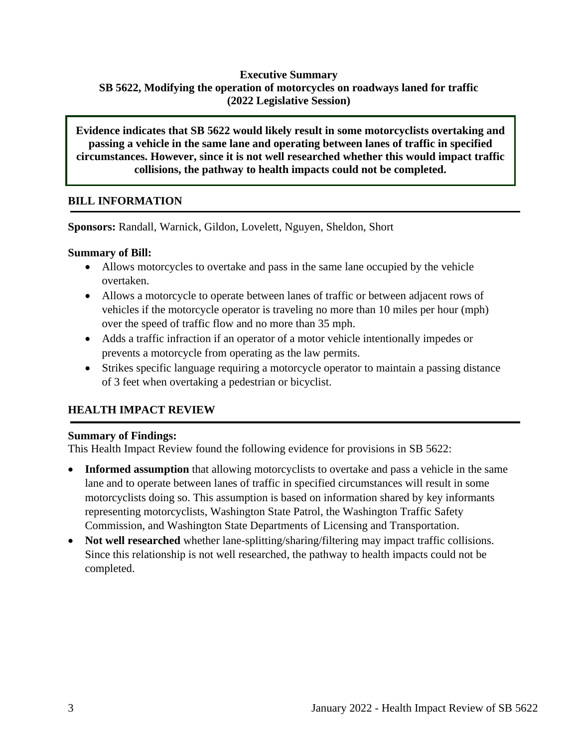**Executive Summary**
**SB 5622, Modifying the operation of motorcycles on roadways laned for traffic**
**(2022 Legislative Session)**

**Evidence indicates that SB 5622 would likely result in some motorcyclists overtaking and passing a vehicle in the same lane and operating between lanes of traffic in specified circumstances. However, since it is not well researched whether this would impact traffic collisions, the pathway to health impacts could not be completed.**

## BILL INFORMATION

**Sponsors:** Randall, Warnick, Gildon, Lovelett, Nguyen, Sheldon, Short

**Summary of Bill:**

- Allows motorcycles to overtake and pass in the same lane occupied by the vehicle overtaken.
- Allows a motorcycle to operate between lanes of traffic or between adjacent rows of vehicles if the motorcycle operator is traveling no more than 10 miles per hour (mph) over the speed of traffic flow and no more than 35 mph.
- Adds a traffic infraction if an operator of a motor vehicle intentionally impedes or prevents a motorcycle from operating as the law permits.
- Strikes specific language requiring a motorcycle operator to maintain a passing distance of 3 feet when overtaking a pedestrian or bicyclist.

## HEALTH IMPACT REVIEW

**Summary of Findings:**
This Health Impact Review found the following evidence for provisions in SB 5622:

- **Informed assumption** that allowing motorcyclists to overtake and pass a vehicle in the same lane and to operate between lanes of traffic in specified circumstances will result in some motorcyclists doing so. This assumption is based on information shared by key informants representing motorcyclists, Washington State Patrol, the Washington Traffic Safety Commission, and Washington State Departments of Licensing and Transportation.
- **Not well researched** whether lane-splitting/sharing/filtering may impact traffic collisions. Since this relationship is not well researched, the pathway to health impacts could not be completed.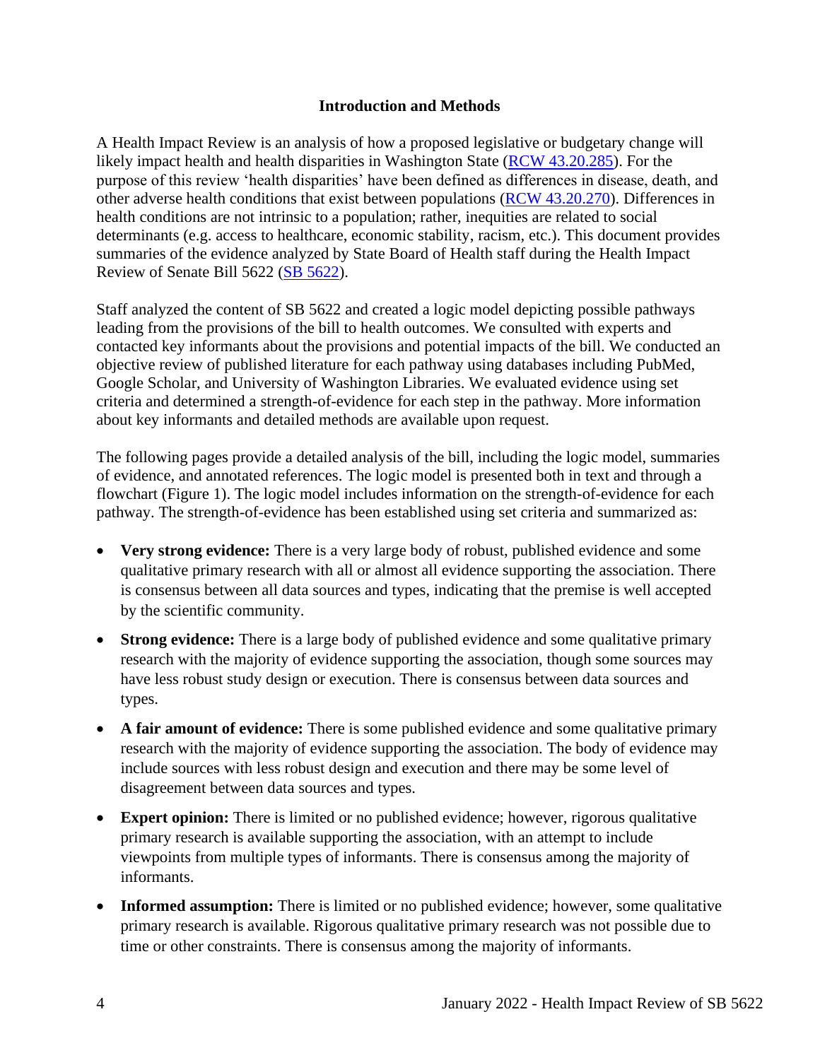## Introduction and Methods

A Health Impact Review is an analysis of how a proposed legislative or budgetary change will likely impact health and health disparities in Washington State ([RCW 43.20.285](RCW 43.20.285)). For the purpose of this review 'health disparities' have been defined as differences in disease, death, and other adverse health conditions that exist between populations ([RCW 43.20.270](RCW 43.20.270)). Differences in health conditions are not intrinsic to a population; rather, inequities are related to social determinants (e.g. access to healthcare, economic stability, racism, etc.). This document provides summaries of the evidence analyzed by State Board of Health staff during the Health Impact Review of Senate Bill 5622 ([SB 5622](SB 5622)).

Staff analyzed the content of SB 5622 and created a logic model depicting possible pathways leading from the provisions of the bill to health outcomes. We consulted with experts and contacted key informants about the provisions and potential impacts of the bill. We conducted an objective review of published literature for each pathway using databases including PubMed, Google Scholar, and University of Washington Libraries. We evaluated evidence using set criteria and determined a strength-of-evidence for each step in the pathway. More information about key informants and detailed methods are available upon request.

The following pages provide a detailed analysis of the bill, including the logic model, summaries of evidence, and annotated references. The logic model is presented both in text and through a flowchart (Figure 1). The logic model includes information on the strength-of-evidence for each pathway. The strength-of-evidence has been established using set criteria and summarized as:

- **Very strong evidence:** There is a very large body of robust, published evidence and some qualitative primary research with all or almost all evidence supporting the association. There is consensus between all data sources and types, indicating that the premise is well accepted by the scientific community.
- **Strong evidence:** There is a large body of published evidence and some qualitative primary research with the majority of evidence supporting the association, though some sources may have less robust study design or execution. There is consensus between data sources and types.
- **A fair amount of evidence:** There is some published evidence and some qualitative primary research with the majority of evidence supporting the association. The body of evidence may include sources with less robust design and execution and there may be some level of disagreement between data sources and types.
- **Expert opinion:** There is limited or no published evidence; however, rigorous qualitative primary research is available supporting the association, with an attempt to include viewpoints from multiple types of informants. There is consensus among the majority of informants.
- **Informed assumption:** There is limited or no published evidence; however, some qualitative primary research is available. Rigorous qualitative primary research was not possible due to time or other constraints. There is consensus among the majority of informants.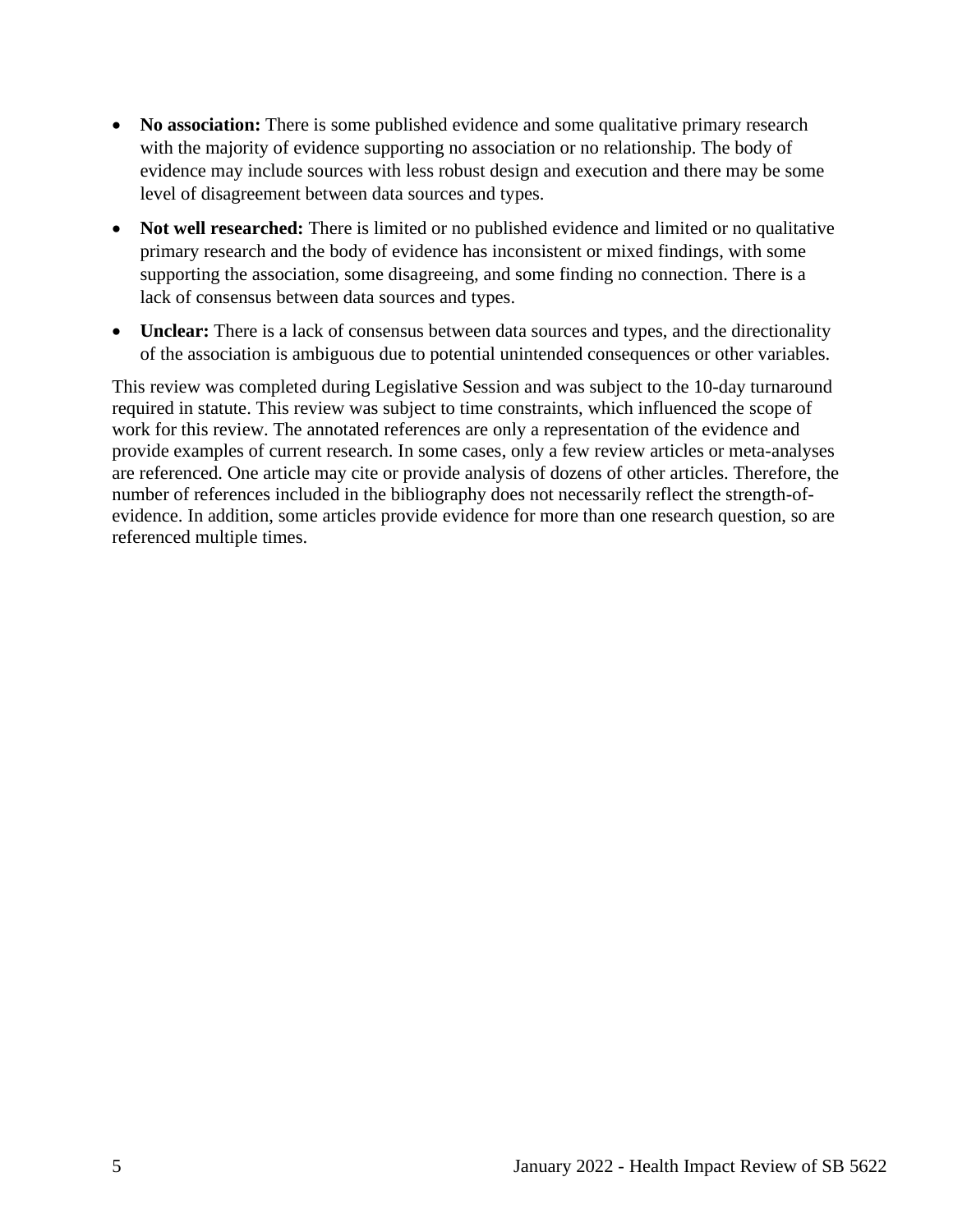- **No association:** There is some published evidence and some qualitative primary research with the majority of evidence supporting no association or no relationship. The body of evidence may include sources with less robust design and execution and there may be some level of disagreement between data sources and types.
- **Not well researched:** There is limited or no published evidence and limited or no qualitative primary research and the body of evidence has inconsistent or mixed findings, with some supporting the association, some disagreeing, and some finding no connection. There is a lack of consensus between data sources and types.
- **Unclear:** There is a lack of consensus between data sources and types, and the directionality of the association is ambiguous due to potential unintended consequences or other variables.

This review was completed during Legislative Session and was subject to the 10-day turnaround required in statute. This review was subject to time constraints, which influenced the scope of work for this review. The annotated references are only a representation of the evidence and provide examples of current research. In some cases, only a few review articles or meta-analyses are referenced. One article may cite or provide analysis of dozens of other articles. Therefore, the number of references included in the bibliography does not necessarily reflect the strength-of-evidence. In addition, some articles provide evidence for more than one research question, so are referenced multiple times.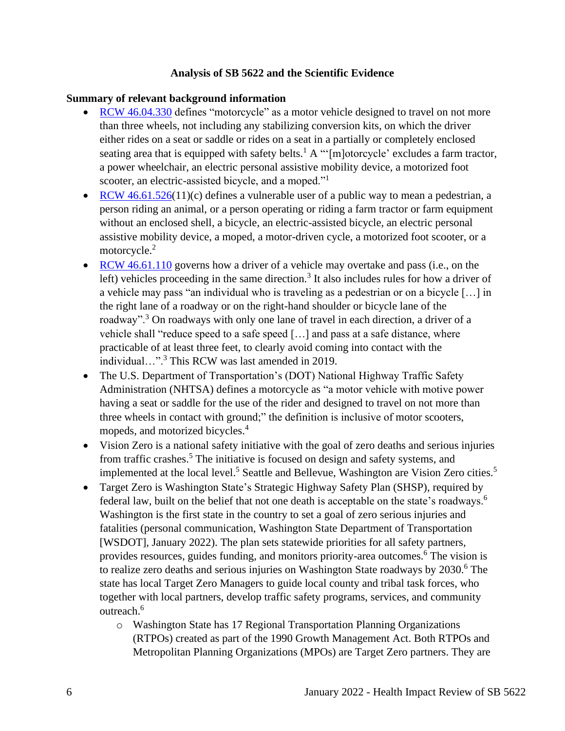**Analysis of SB 5622 and the Scientific Evidence**

**Summary of relevant background information**

- [RCW 46.04.330](#) defines "motorcycle" as a motor vehicle designed to travel on not more than three wheels, not including any stabilizing conversion kits, on which the driver either rides on a seat or saddle or rides on a seat in a partially or completely enclosed seating area that is equipped with safety belts.[1] A "'[m]otorcycle' excludes a farm tractor, a power wheelchair, an electric personal assistive mobility device, a motorized foot scooter, an electric-assisted bicycle, and a moped."[1]
- [RCW 46.61.526](#)(11)(c) defines a vulnerable user of a public way to mean a pedestrian, a person riding an animal, or a person operating or riding a farm tractor or farm equipment without an enclosed shell, a bicycle, an electric-assisted bicycle, an electric personal assistive mobility device, a moped, a motor-driven cycle, a motorized foot scooter, or a motorcycle.[2]
- [RCW 46.61.110](#) governs how a driver of a vehicle may overtake and pass (i.e., on the left) vehicles proceeding in the same direction.[3] It also includes rules for how a driver of a vehicle may pass "an individual who is traveling as a pedestrian or on a bicycle […] in the right lane of a roadway or on the right-hand shoulder or bicycle lane of the roadway".[3] On roadways with only one lane of travel in each direction, a driver of a vehicle shall "reduce speed to a safe speed […] and pass at a safe distance, where practicable of at least three feet, to clearly avoid coming into contact with the individual…".[3] This RCW was last amended in 2019.
- The U.S. Department of Transportation's (DOT) National Highway Traffic Safety Administration (NHTSA) defines a motorcycle as "a motor vehicle with motive power having a seat or saddle for the use of the rider and designed to travel on not more than three wheels in contact with ground;" the definition is inclusive of motor scooters, mopeds, and motorized bicycles.[4]
- Vision Zero is a national safety initiative with the goal of zero deaths and serious injuries from traffic crashes.[5] The initiative is focused on design and safety systems, and implemented at the local level.[5] Seattle and Bellevue, Washington are Vision Zero cities.[5]
- Target Zero is Washington State's Strategic Highway Safety Plan (SHSP), required by federal law, built on the belief that not one death is acceptable on the state's roadways.[6] Washington is the first state in the country to set a goal of zero serious injuries and fatalities (personal communication, Washington State Department of Transportation [WSDOT], January 2022). The plan sets statewide priorities for all safety partners, provides resources, guides funding, and monitors priority-area outcomes.[6] The vision is to realize zero deaths and serious injuries on Washington State roadways by 2030.[6] The state has local Target Zero Managers to guide local county and tribal task forces, who together with local partners, develop traffic safety programs, services, and community outreach.[6]
  - Washington State has 17 Regional Transportation Planning Organizations (RTPOs) created as part of the 1990 Growth Management Act. Both RTPOs and Metropolitan Planning Organizations (MPOs) are Target Zero partners. They are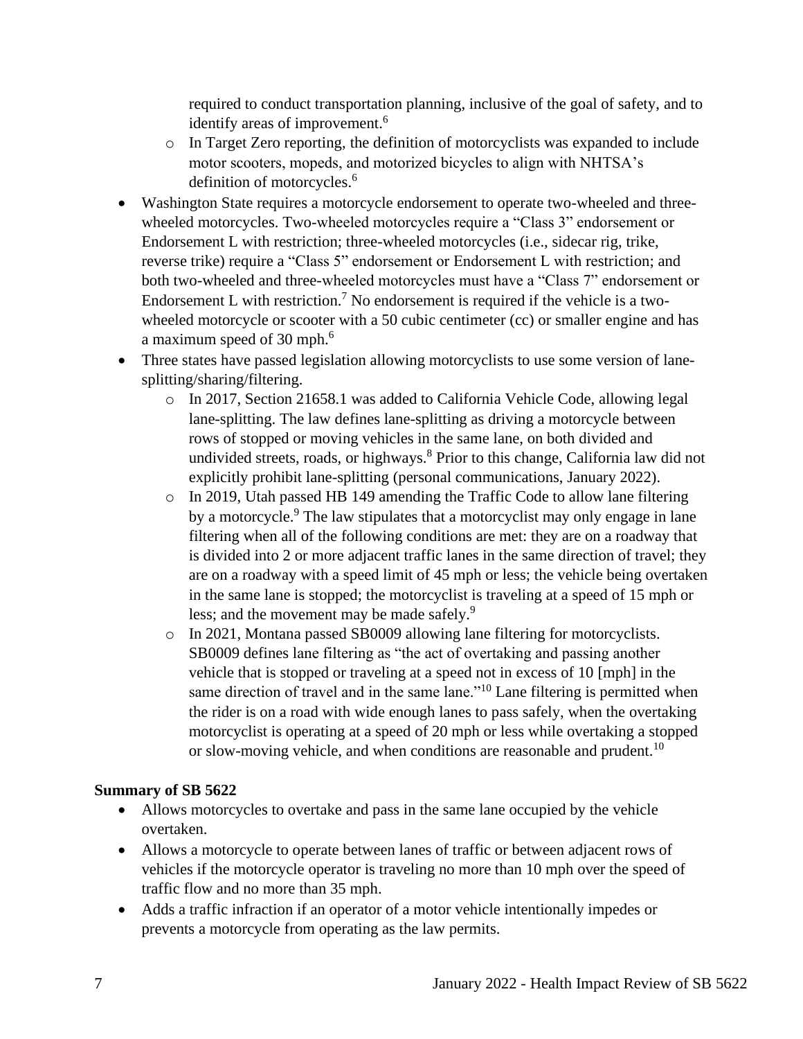required to conduct transportation planning, inclusive of the goal of safety, and to identify areas of improvement.[6]

- In Target Zero reporting, the definition of motorcyclists was expanded to include motor scooters, mopeds, and motorized bicycles to align with NHTSA's definition of motorcycles.[6]

- Washington State requires a motorcycle endorsement to operate two-wheeled and three-wheeled motorcycles. Two-wheeled motorcycles require a "Class 3" endorsement or Endorsement L with restriction; three-wheeled motorcycles (i.e., sidecar rig, trike, reverse trike) require a "Class 5" endorsement or Endorsement L with restriction; and both two-wheeled and three-wheeled motorcycles must have a "Class 7" endorsement or Endorsement L with restriction.[7] No endorsement is required if the vehicle is a two-wheeled motorcycle or scooter with a 50 cubic centimeter (cc) or smaller engine and has a maximum speed of 30 mph.[6]
- Three states have passed legislation allowing motorcyclists to use some version of lane-splitting/sharing/filtering.
  - In 2017, Section 21658.1 was added to California Vehicle Code, allowing legal lane-splitting. The law defines lane-splitting as driving a motorcycle between rows of stopped or moving vehicles in the same lane, on both divided and undivided streets, roads, or highways.[8] Prior to this change, California law did not explicitly prohibit lane-splitting (personal communications, January 2022).
  - In 2019, Utah passed HB 149 amending the Traffic Code to allow lane filtering by a motorcycle.[9] The law stipulates that a motorcyclist may only engage in lane filtering when all of the following conditions are met: they are on a roadway that is divided into 2 or more adjacent traffic lanes in the same direction of travel; they are on a roadway with a speed limit of 45 mph or less; the vehicle being overtaken in the same lane is stopped; the motorcyclist is traveling at a speed of 15 mph or less; and the movement may be made safely.[9]
  - In 2021, Montana passed SB0009 allowing lane filtering for motorcyclists. SB0009 defines lane filtering as "the act of overtaking and passing another vehicle that is stopped or traveling at a speed not in excess of 10 [mph] in the same direction of travel and in the same lane."[10] Lane filtering is permitted when the rider is on a road with wide enough lanes to pass safely, when the overtaking motorcyclist is operating at a speed of 20 mph or less while overtaking a stopped or slow-moving vehicle, and when conditions are reasonable and prudent.[10]

**Summary of SB 5622**

- Allows motorcycles to overtake and pass in the same lane occupied by the vehicle overtaken.
- Allows a motorcycle to operate between lanes of traffic or between adjacent rows of vehicles if the motorcycle operator is traveling no more than 10 mph over the speed of traffic flow and no more than 35 mph.
- Adds a traffic infraction if an operator of a motor vehicle intentionally impedes or prevents a motorcycle from operating as the law permits.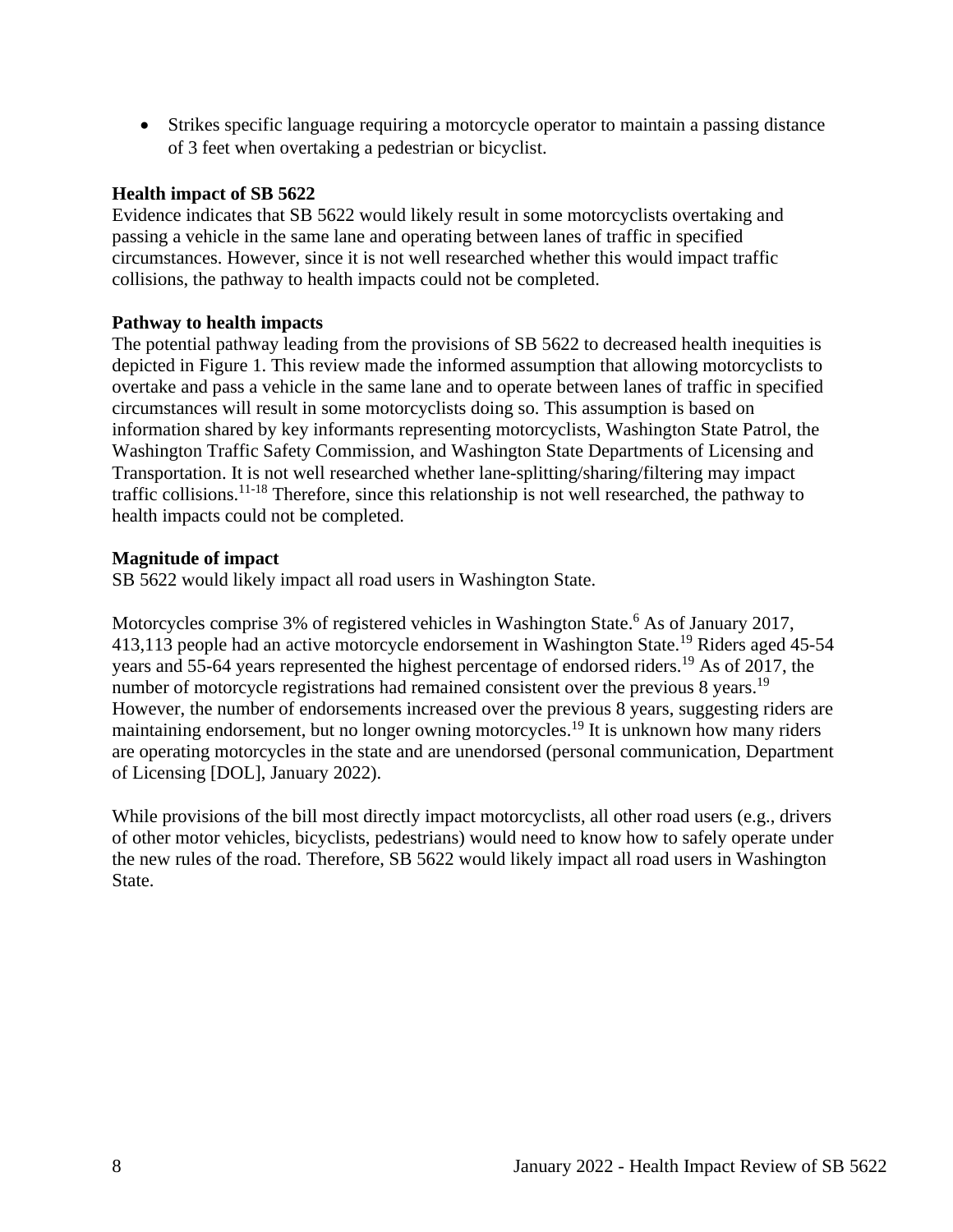- Strikes specific language requiring a motorcycle operator to maintain a passing distance of 3 feet when overtaking a pedestrian or bicyclist.

**Health impact of SB 5622**

Evidence indicates that SB 5622 would likely result in some motorcyclists overtaking and passing a vehicle in the same lane and operating between lanes of traffic in specified circumstances. However, since it is not well researched whether this would impact traffic collisions, the pathway to health impacts could not be completed.

**Pathway to health impacts**

The potential pathway leading from the provisions of SB 5622 to decreased health inequities is depicted in Figure 1. This review made the informed assumption that allowing motorcyclists to overtake and pass a vehicle in the same lane and to operate between lanes of traffic in specified circumstances will result in some motorcyclists doing so. This assumption is based on information shared by key informants representing motorcyclists, Washington State Patrol, the Washington Traffic Safety Commission, and Washington State Departments of Licensing and Transportation. It is not well researched whether lane-splitting/sharing/filtering may impact traffic collisions.[11-18] Therefore, since this relationship is not well researched, the pathway to health impacts could not be completed.

**Magnitude of impact**

SB 5622 would likely impact all road users in Washington State.

Motorcycles comprise 3% of registered vehicles in Washington State.[6] As of January 2017, 413,113 people had an active motorcycle endorsement in Washington State.[19] Riders aged 45-54 years and 55-64 years represented the highest percentage of endorsed riders.[19] As of 2017, the number of motorcycle registrations had remained consistent over the previous 8 years.[19] However, the number of endorsements increased over the previous 8 years, suggesting riders are maintaining endorsement, but no longer owning motorcycles.[19] It is unknown how many riders are operating motorcycles in the state and are unendorsed (personal communication, Department of Licensing [DOL], January 2022).

While provisions of the bill most directly impact motorcyclists, all other road users (e.g., drivers of other motor vehicles, bicyclists, pedestrians) would need to know how to safely operate under the new rules of the road. Therefore, SB 5622 would likely impact all road users in Washington State.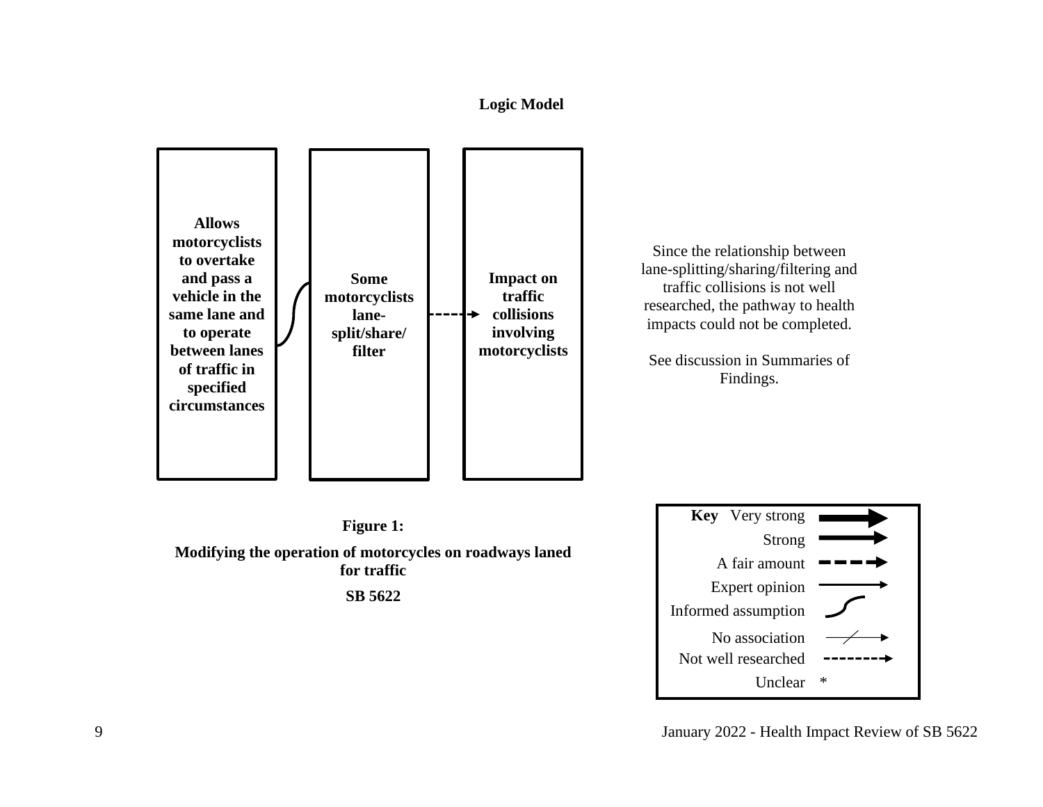## Logic Model

**Allows motorcyclists to overtake and pass a vehicle in the same lane and to operate between lanes of traffic in specified circumstances**

**Some motorcyclists lane-split/share/filter**

**Impact on traffic collisions involving motorcyclists**

Since the relationship between lane-splitting/sharing/filtering and traffic collisions is not well researched, the pathway to health impacts could not be completed.

See discussion in Summaries of Findings.

**Figure 1:**

**Modifying the operation of motorcycles on roadways laned for traffic**

**SB 5622**

| **Key** | |
|---|---|
| Very strong | (very thick solid arrow) |
| Strong | (thick solid arrow) |
| A fair amount | (thick dashed arrow) |
| Expert opinion | (thin solid arrow) |
| Informed assumption | (curved line) |
| No association | (arrow with slash) |
| Not well researched | (thin dashed arrow) |
| Unclear | * |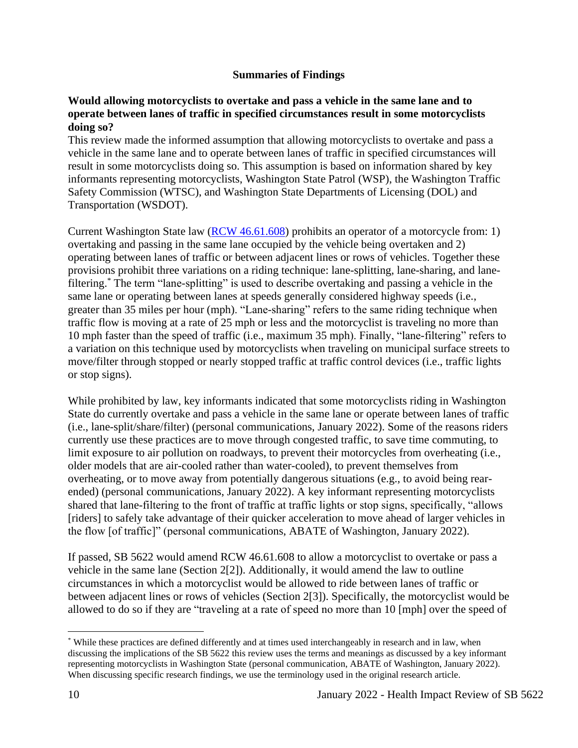## Summaries of Findings

**Would allowing motorcyclists to overtake and pass a vehicle in the same lane and to operate between lanes of traffic in specified circumstances result in some motorcyclists doing so?**

This review made the informed assumption that allowing motorcyclists to overtake and pass a vehicle in the same lane and to operate between lanes of traffic in specified circumstances will result in some motorcyclists doing so. This assumption is based on information shared by key informants representing motorcyclists, Washington State Patrol (WSP), the Washington Traffic Safety Commission (WTSC), and Washington State Departments of Licensing (DOL) and Transportation (WSDOT).

Current Washington State law (RCW 46.61.608) prohibits an operator of a motorcycle from: 1) overtaking and passing in the same lane occupied by the vehicle being overtaken and 2) operating between lanes of traffic or between adjacent lines or rows of vehicles. Together these provisions prohibit three variations on a riding technique: lane-splitting, lane-sharing, and lane-filtering.* The term "lane-splitting" is used to describe overtaking and passing a vehicle in the same lane or operating between lanes at speeds generally considered highway speeds (i.e., greater than 35 miles per hour (mph). "Lane-sharing" refers to the same riding technique when traffic flow is moving at a rate of 25 mph or less and the motorcyclist is traveling no more than 10 mph faster than the speed of traffic (i.e., maximum 35 mph). Finally, "lane-filtering" refers to a variation on this technique used by motorcyclists when traveling on municipal surface streets to move/filter through stopped or nearly stopped traffic at traffic control devices (i.e., traffic lights or stop signs).

While prohibited by law, key informants indicated that some motorcyclists riding in Washington State do currently overtake and pass a vehicle in the same lane or operate between lanes of traffic (i.e., lane-split/share/filter) (personal communications, January 2022). Some of the reasons riders currently use these practices are to move through congested traffic, to save time commuting, to limit exposure to air pollution on roadways, to prevent their motorcycles from overheating (i.e., older models that are air-cooled rather than water-cooled), to prevent themselves from overheating, or to move away from potentially dangerous situations (e.g., to avoid being rear-ended) (personal communications, January 2022). A key informant representing motorcyclists shared that lane-filtering to the front of traffic at traffic lights or stop signs, specifically, "allows [riders] to safely take advantage of their quicker acceleration to move ahead of larger vehicles in the flow [of traffic]" (personal communications, ABATE of Washington, January 2022).

If passed, SB 5622 would amend RCW 46.61.608 to allow a motorcyclist to overtake or pass a vehicle in the same lane (Section 2[2]). Additionally, it would amend the law to outline circumstances in which a motorcyclist would be allowed to ride between lanes of traffic or between adjacent lines or rows of vehicles (Section 2[3]). Specifically, the motorcyclist would be allowed to do so if they are "traveling at a rate of speed no more than 10 [mph] over the speed of

---

* While these practices are defined differently and at times used interchangeably in research and in law, when discussing the implications of the SB 5622 this review uses the terms and meanings as discussed by a key informant representing motorcyclists in Washington State (personal communication, ABATE of Washington, January 2022). When discussing specific research findings, we use the terminology used in the original research article.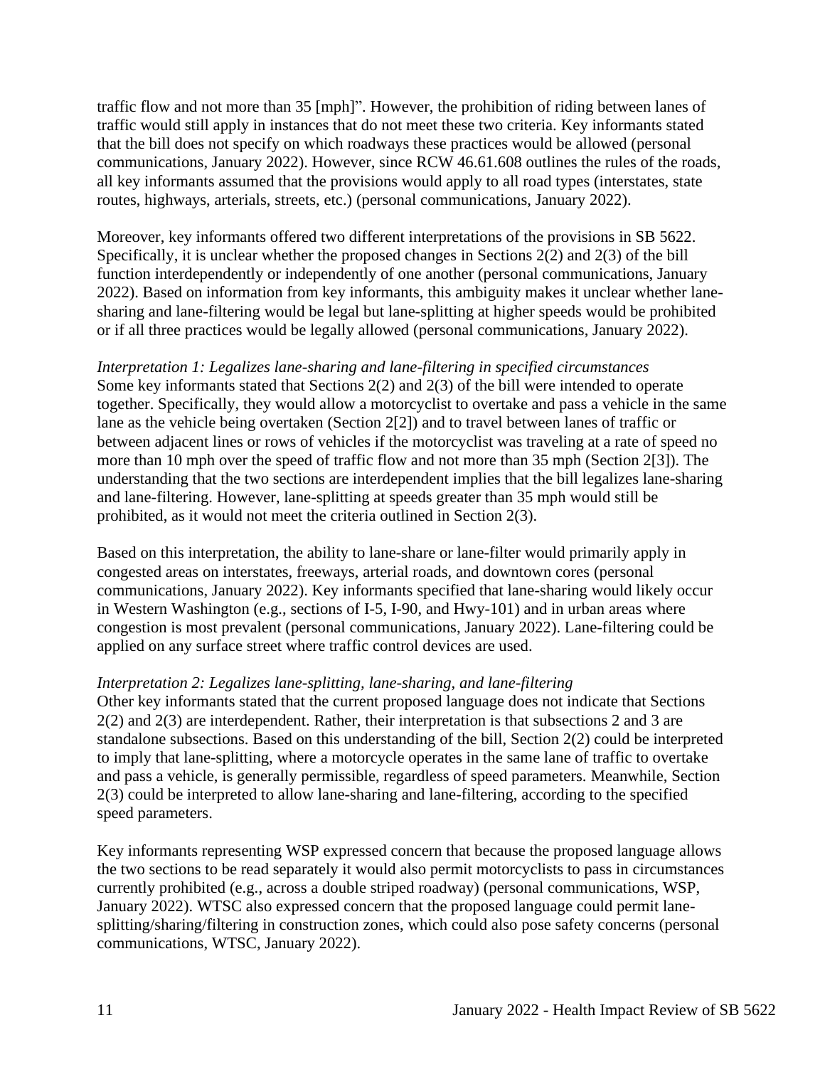traffic flow and not more than 35 [mph]". However, the prohibition of riding between lanes of traffic would still apply in instances that do not meet these two criteria. Key informants stated that the bill does not specify on which roadways these practices would be allowed (personal communications, January 2022). However, since RCW 46.61.608 outlines the rules of the roads, all key informants assumed that the provisions would apply to all road types (interstates, state routes, highways, arterials, streets, etc.) (personal communications, January 2022).

Moreover, key informants offered two different interpretations of the provisions in SB 5622. Specifically, it is unclear whether the proposed changes in Sections 2(2) and 2(3) of the bill function interdependently or independently of one another (personal communications, January 2022). Based on information from key informants, this ambiguity makes it unclear whether lane-sharing and lane-filtering would be legal but lane-splitting at higher speeds would be prohibited or if all three practices would be legally allowed (personal communications, January 2022).

*Interpretation 1: Legalizes lane-sharing and lane-filtering in specified circumstances*
Some key informants stated that Sections 2(2) and 2(3) of the bill were intended to operate together. Specifically, they would allow a motorcyclist to overtake and pass a vehicle in the same lane as the vehicle being overtaken (Section 2[2]) and to travel between lanes of traffic or between adjacent lines or rows of vehicles if the motorcyclist was traveling at a rate of speed no more than 10 mph over the speed of traffic flow and not more than 35 mph (Section 2[3]). The understanding that the two sections are interdependent implies that the bill legalizes lane-sharing and lane-filtering. However, lane-splitting at speeds greater than 35 mph would still be prohibited, as it would not meet the criteria outlined in Section 2(3).

Based on this interpretation, the ability to lane-share or lane-filter would primarily apply in congested areas on interstates, freeways, arterial roads, and downtown cores (personal communications, January 2022). Key informants specified that lane-sharing would likely occur in Western Washington (e.g., sections of I-5, I-90, and Hwy-101) and in urban areas where congestion is most prevalent (personal communications, January 2022). Lane-filtering could be applied on any surface street where traffic control devices are used.

*Interpretation 2: Legalizes lane-splitting, lane-sharing, and lane-filtering*
Other key informants stated that the current proposed language does not indicate that Sections 2(2) and 2(3) are interdependent. Rather, their interpretation is that subsections 2 and 3 are standalone subsections. Based on this understanding of the bill, Section 2(2) could be interpreted to imply that lane-splitting, where a motorcycle operates in the same lane of traffic to overtake and pass a vehicle, is generally permissible, regardless of speed parameters. Meanwhile, Section 2(3) could be interpreted to allow lane-sharing and lane-filtering, according to the specified speed parameters.

Key informants representing WSP expressed concern that because the proposed language allows the two sections to be read separately it would also permit motorcyclists to pass in circumstances currently prohibited (e.g., across a double striped roadway) (personal communications, WSP, January 2022). WTSC also expressed concern that the proposed language could permit lane-splitting/sharing/filtering in construction zones, which could also pose safety concerns (personal communications, WTSC, January 2022).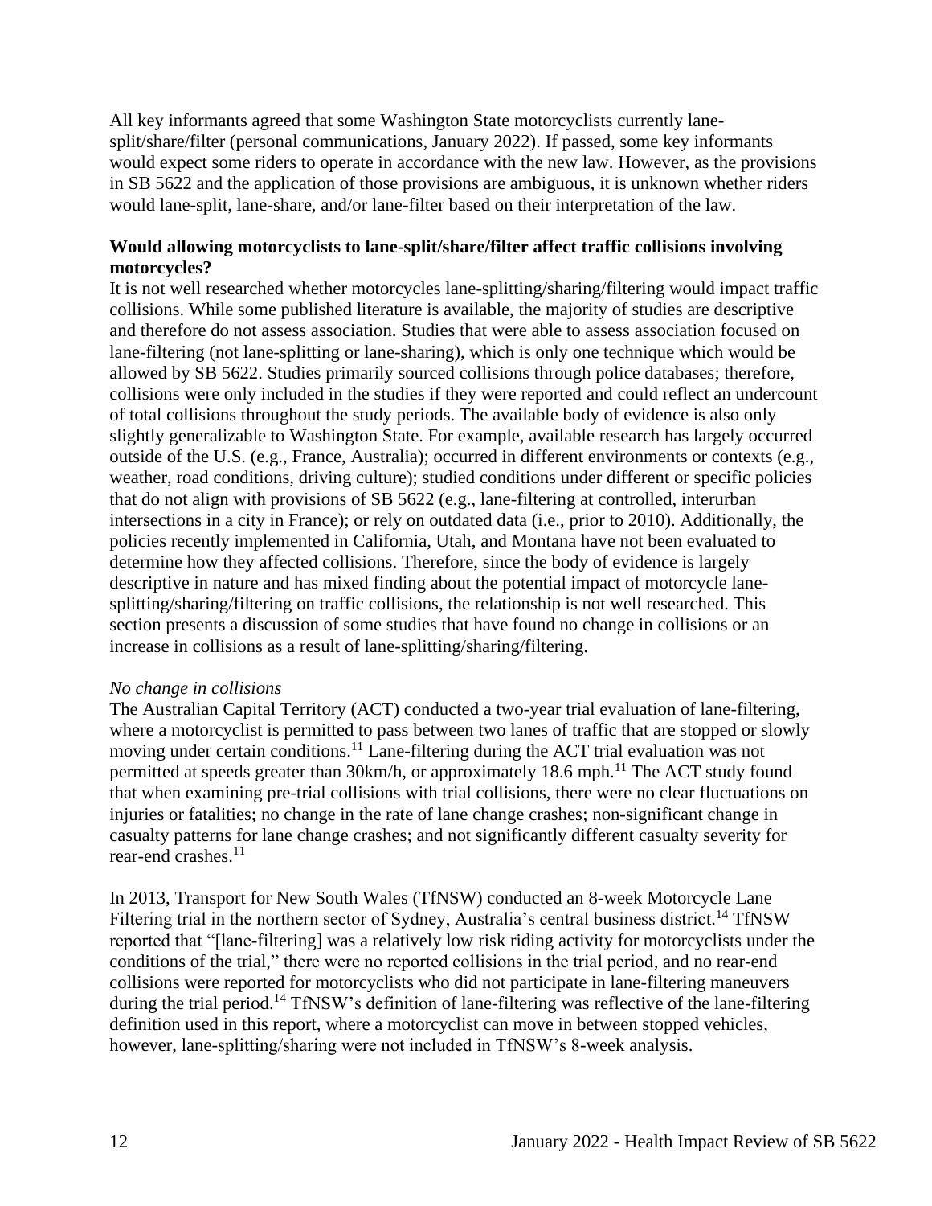All key informants agreed that some Washington State motorcyclists currently lane-split/share/filter (personal communications, January 2022). If passed, some key informants would expect some riders to operate in accordance with the new law. However, as the provisions in SB 5622 and the application of those provisions are ambiguous, it is unknown whether riders would lane-split, lane-share, and/or lane-filter based on their interpretation of the law.

**Would allowing motorcyclists to lane-split/share/filter affect traffic collisions involving motorcycles?**

It is not well researched whether motorcycles lane-splitting/sharing/filtering would impact traffic collisions. While some published literature is available, the majority of studies are descriptive and therefore do not assess association. Studies that were able to assess association focused on lane-filtering (not lane-splitting or lane-sharing), which is only one technique which would be allowed by SB 5622. Studies primarily sourced collisions through police databases; therefore, collisions were only included in the studies if they were reported and could reflect an undercount of total collisions throughout the study periods. The available body of evidence is also only slightly generalizable to Washington State. For example, available research has largely occurred outside of the U.S. (e.g., France, Australia); occurred in different environments or contexts (e.g., weather, road conditions, driving culture); studied conditions under different or specific policies that do not align with provisions of SB 5622 (e.g., lane-filtering at controlled, interurban intersections in a city in France); or rely on outdated data (i.e., prior to 2010). Additionally, the policies recently implemented in California, Utah, and Montana have not been evaluated to determine how they affected collisions. Therefore, since the body of evidence is largely descriptive in nature and has mixed finding about the potential impact of motorcycle lane-splitting/sharing/filtering on traffic collisions, the relationship is not well researched. This section presents a discussion of some studies that have found no change in collisions or an increase in collisions as a result of lane-splitting/sharing/filtering.

*No change in collisions*

The Australian Capital Territory (ACT) conducted a two-year trial evaluation of lane-filtering, where a motorcyclist is permitted to pass between two lanes of traffic that are stopped or slowly moving under certain conditions.[11] Lane-filtering during the ACT trial evaluation was not permitted at speeds greater than 30km/h, or approximately 18.6 mph.[11] The ACT study found that when examining pre-trial collisions with trial collisions, there were no clear fluctuations on injuries or fatalities; no change in the rate of lane change crashes; non-significant change in casualty patterns for lane change crashes; and not significantly different casualty severity for rear-end crashes.[11]

In 2013, Transport for New South Wales (TfNSW) conducted an 8-week Motorcycle Lane Filtering trial in the northern sector of Sydney, Australia's central business district.[14] TfNSW reported that "[lane-filtering] was a relatively low risk riding activity for motorcyclists under the conditions of the trial," there were no reported collisions in the trial period, and no rear-end collisions were reported for motorcyclists who did not participate in lane-filtering maneuvers during the trial period.[14] TfNSW's definition of lane-filtering was reflective of the lane-filtering definition used in this report, where a motorcyclist can move in between stopped vehicles, however, lane-splitting/sharing were not included in TfNSW's 8-week analysis.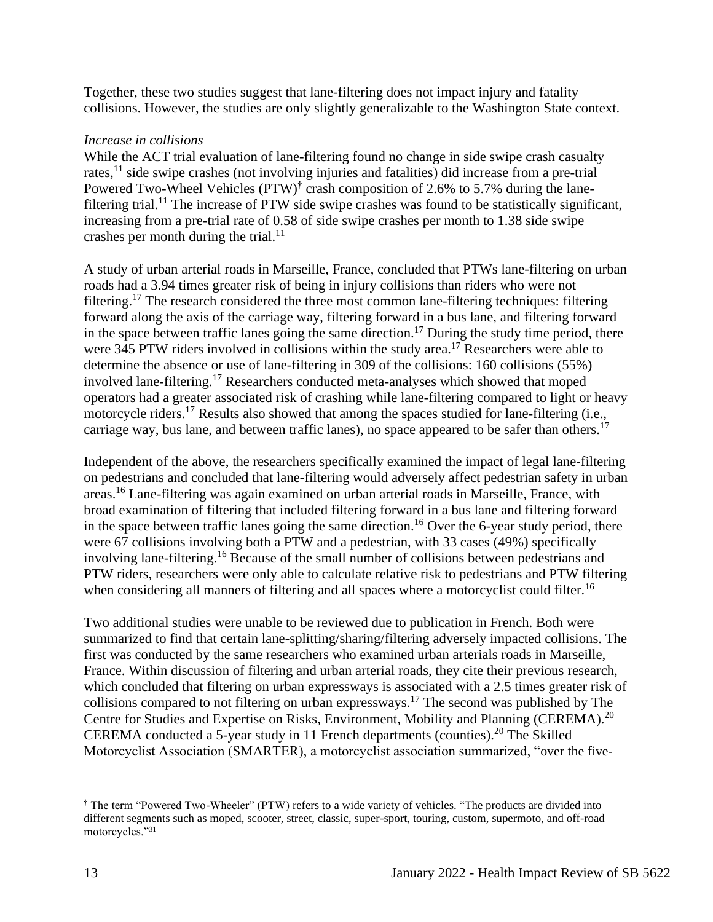Together, these two studies suggest that lane-filtering does not impact injury and fatality collisions. However, the studies are only slightly generalizable to the Washington State context.

*Increase in collisions*

While the ACT trial evaluation of lane-filtering found no change in side swipe crash casualty rates,[11] side swipe crashes (not involving injuries and fatalities) did increase from a pre-trial Powered Two-Wheel Vehicles (PTW)[†] crash composition of 2.6% to 5.7% during the lane-filtering trial.[11] The increase of PTW side swipe crashes was found to be statistically significant, increasing from a pre-trial rate of 0.58 of side swipe crashes per month to 1.38 side swipe crashes per month during the trial.[11]

A study of urban arterial roads in Marseille, France, concluded that PTWs lane-filtering on urban roads had a 3.94 times greater risk of being in injury collisions than riders who were not filtering.[17] The research considered the three most common lane-filtering techniques: filtering forward along the axis of the carriage way, filtering forward in a bus lane, and filtering forward in the space between traffic lanes going the same direction.[17] During the study time period, there were 345 PTW riders involved in collisions within the study area.[17] Researchers were able to determine the absence or use of lane-filtering in 309 of the collisions: 160 collisions (55%) involved lane-filtering.[17] Researchers conducted meta-analyses which showed that moped operators had a greater associated risk of crashing while lane-filtering compared to light or heavy motorcycle riders.[17] Results also showed that among the spaces studied for lane-filtering (i.e., carriage way, bus lane, and between traffic lanes), no space appeared to be safer than others.[17]

Independent of the above, the researchers specifically examined the impact of legal lane-filtering on pedestrians and concluded that lane-filtering would adversely affect pedestrian safety in urban areas.[16] Lane-filtering was again examined on urban arterial roads in Marseille, France, with broad examination of filtering that included filtering forward in a bus lane and filtering forward in the space between traffic lanes going the same direction.[16] Over the 6-year study period, there were 67 collisions involving both a PTW and a pedestrian, with 33 cases (49%) specifically involving lane-filtering.[16] Because of the small number of collisions between pedestrians and PTW riders, researchers were only able to calculate relative risk to pedestrians and PTW filtering when considering all manners of filtering and all spaces where a motorcyclist could filter.[16]

Two additional studies were unable to be reviewed due to publication in French. Both were summarized to find that certain lane-splitting/sharing/filtering adversely impacted collisions. The first was conducted by the same researchers who examined urban arterials roads in Marseille, France. Within discussion of filtering and urban arterial roads, they cite their previous research, which concluded that filtering on urban expressways is associated with a 2.5 times greater risk of collisions compared to not filtering on urban expressways.[17] The second was published by The Centre for Studies and Expertise on Risks, Environment, Mobility and Planning (CEREMA).[20] CEREMA conducted a 5-year study in 11 French departments (counties).[20] The Skilled Motorcyclist Association (SMARTER), a motorcyclist association summarized, "over the five-

---

[†] The term "Powered Two-Wheeler" (PTW) refers to a wide variety of vehicles. "The products are divided into different segments such as moped, scooter, street, classic, super-sport, touring, custom, supermoto, and off-road motorcycles."[31]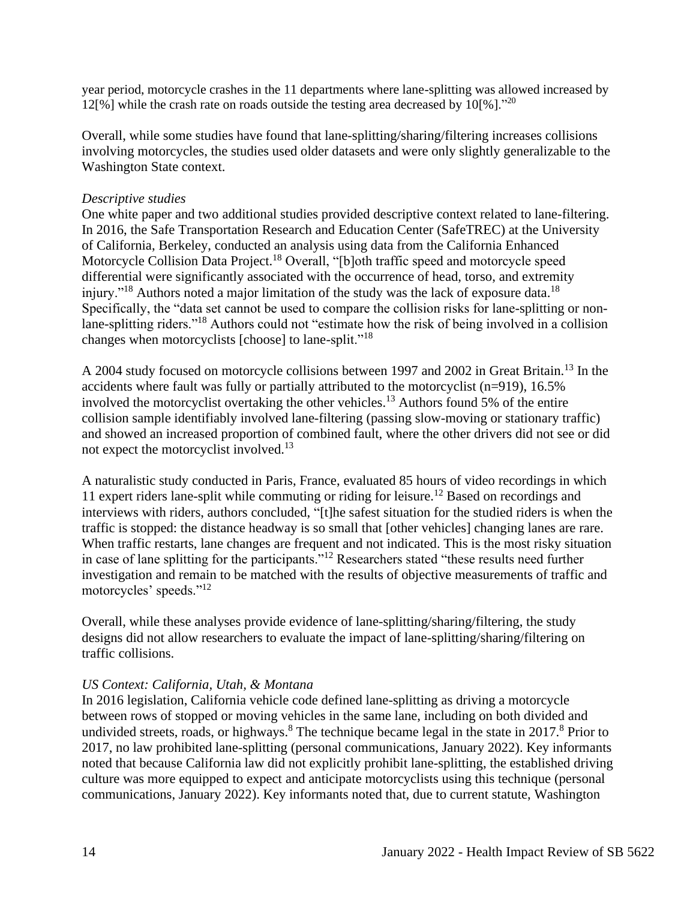year period, motorcycle crashes in the 11 departments where lane-splitting was allowed increased by 12[%] while the crash rate on roads outside the testing area decreased by 10[%]."[20]

Overall, while some studies have found that lane-splitting/sharing/filtering increases collisions involving motorcycles, the studies used older datasets and were only slightly generalizable to the Washington State context.

*Descriptive studies*

One white paper and two additional studies provided descriptive context related to lane-filtering. In 2016, the Safe Transportation Research and Education Center (SafeTREC) at the University of California, Berkeley, conducted an analysis using data from the California Enhanced Motorcycle Collision Data Project.[18] Overall, "[b]oth traffic speed and motorcycle speed differential were significantly associated with the occurrence of head, torso, and extremity injury."[18] Authors noted a major limitation of the study was the lack of exposure data.[18] Specifically, the "data set cannot be used to compare the collision risks for lane-splitting or non-lane-splitting riders."[18] Authors could not "estimate how the risk of being involved in a collision changes when motorcyclists [choose] to lane-split."[18]

A 2004 study focused on motorcycle collisions between 1997 and 2002 in Great Britain.[13] In the accidents where fault was fully or partially attributed to the motorcyclist (n=919), 16.5% involved the motorcyclist overtaking the other vehicles.[13] Authors found 5% of the entire collision sample identifiably involved lane-filtering (passing slow-moving or stationary traffic) and showed an increased proportion of combined fault, where the other drivers did not see or did not expect the motorcyclist involved.[13]

A naturalistic study conducted in Paris, France, evaluated 85 hours of video recordings in which 11 expert riders lane-split while commuting or riding for leisure.[12] Based on recordings and interviews with riders, authors concluded, "[t]he safest situation for the studied riders is when the traffic is stopped: the distance headway is so small that [other vehicles] changing lanes are rare. When traffic restarts, lane changes are frequent and not indicated. This is the most risky situation in case of lane splitting for the participants."[12] Researchers stated "these results need further investigation and remain to be matched with the results of objective measurements of traffic and motorcycles' speeds."[12]

Overall, while these analyses provide evidence of lane-splitting/sharing/filtering, the study designs did not allow researchers to evaluate the impact of lane-splitting/sharing/filtering on traffic collisions.

*US Context: California, Utah, & Montana*

In 2016 legislation, California vehicle code defined lane-splitting as driving a motorcycle between rows of stopped or moving vehicles in the same lane, including on both divided and undivided streets, roads, or highways.[8] The technique became legal in the state in 2017.[8] Prior to 2017, no law prohibited lane-splitting (personal communications, January 2022). Key informants noted that because California law did not explicitly prohibit lane-splitting, the established driving culture was more equipped to expect and anticipate motorcyclists using this technique (personal communications, January 2022). Key informants noted that, due to current statute, Washington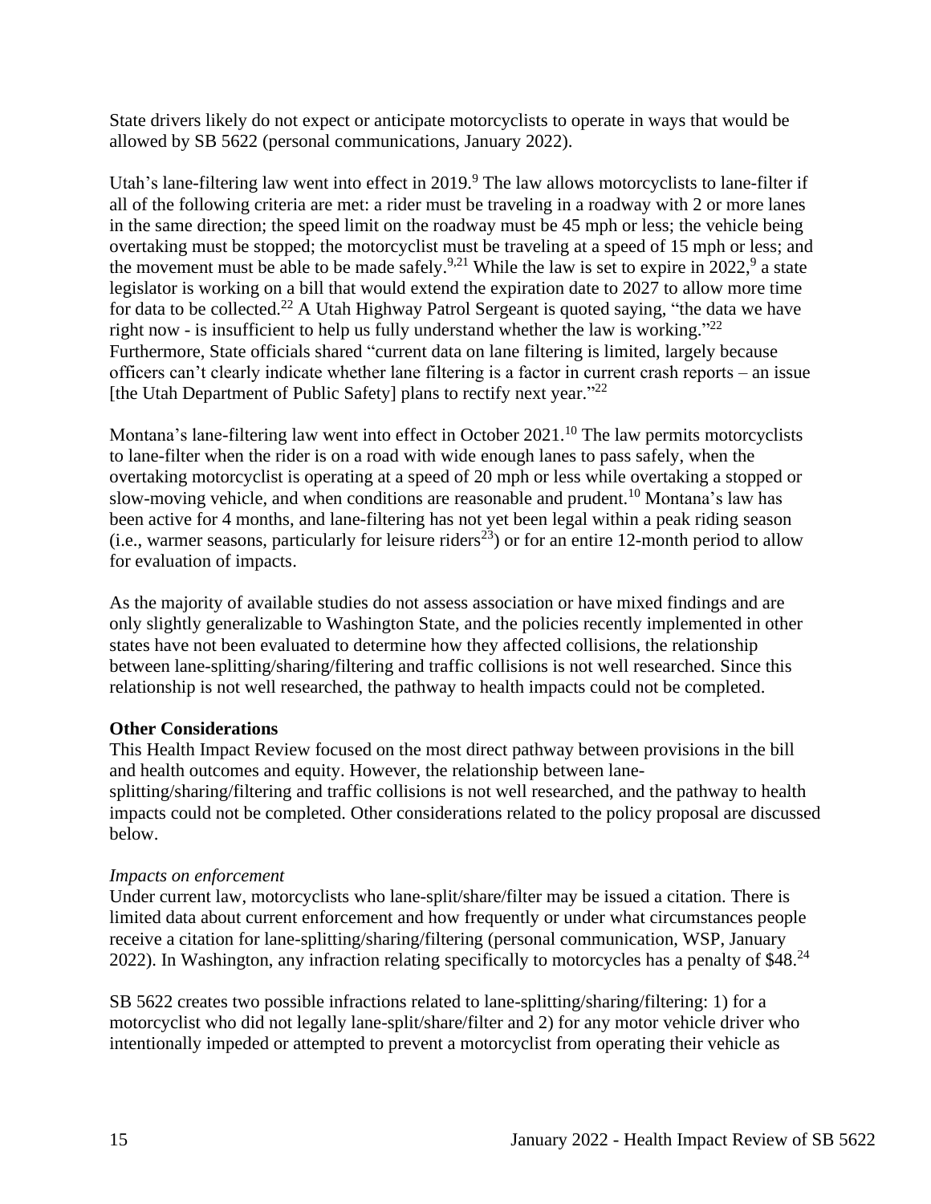State drivers likely do not expect or anticipate motorcyclists to operate in ways that would be allowed by SB 5622 (personal communications, January 2022).

Utah's lane-filtering law went into effect in 2019.[9] The law allows motorcyclists to lane-filter if all of the following criteria are met: a rider must be traveling in a roadway with 2 or more lanes in the same direction; the speed limit on the roadway must be 45 mph or less; the vehicle being overtaking must be stopped; the motorcyclist must be traveling at a speed of 15 mph or less; and the movement must be able to be made safely.[9,21] While the law is set to expire in 2022,[9] a state legislator is working on a bill that would extend the expiration date to 2027 to allow more time for data to be collected.[22] A Utah Highway Patrol Sergeant is quoted saying, "the data we have right now - is insufficient to help us fully understand whether the law is working."[22] Furthermore, State officials shared "current data on lane filtering is limited, largely because officers can't clearly indicate whether lane filtering is a factor in current crash reports – an issue [the Utah Department of Public Safety] plans to rectify next year."[22]

Montana's lane-filtering law went into effect in October 2021.[10] The law permits motorcyclists to lane-filter when the rider is on a road with wide enough lanes to pass safely, when the overtaking motorcyclist is operating at a speed of 20 mph or less while overtaking a stopped or slow-moving vehicle, and when conditions are reasonable and prudent.[10] Montana's law has been active for 4 months, and lane-filtering has not yet been legal within a peak riding season (i.e., warmer seasons, particularly for leisure riders[23]) or for an entire 12-month period to allow for evaluation of impacts.

As the majority of available studies do not assess association or have mixed findings and are only slightly generalizable to Washington State, and the policies recently implemented in other states have not been evaluated to determine how they affected collisions, the relationship between lane-splitting/sharing/filtering and traffic collisions is not well researched. Since this relationship is not well researched, the pathway to health impacts could not be completed.

**Other Considerations**

This Health Impact Review focused on the most direct pathway between provisions in the bill and health outcomes and equity. However, the relationship between lane-splitting/sharing/filtering and traffic collisions is not well researched, and the pathway to health impacts could not be completed. Other considerations related to the policy proposal are discussed below.

*Impacts on enforcement*

Under current law, motorcyclists who lane-split/share/filter may be issued a citation. There is limited data about current enforcement and how frequently or under what circumstances people receive a citation for lane-splitting/sharing/filtering (personal communication, WSP, January 2022). In Washington, any infraction relating specifically to motorcycles has a penalty of $48.[24]

SB 5622 creates two possible infractions related to lane-splitting/sharing/filtering: 1) for a motorcyclist who did not legally lane-split/share/filter and 2) for any motor vehicle driver who intentionally impeded or attempted to prevent a motorcyclist from operating their vehicle as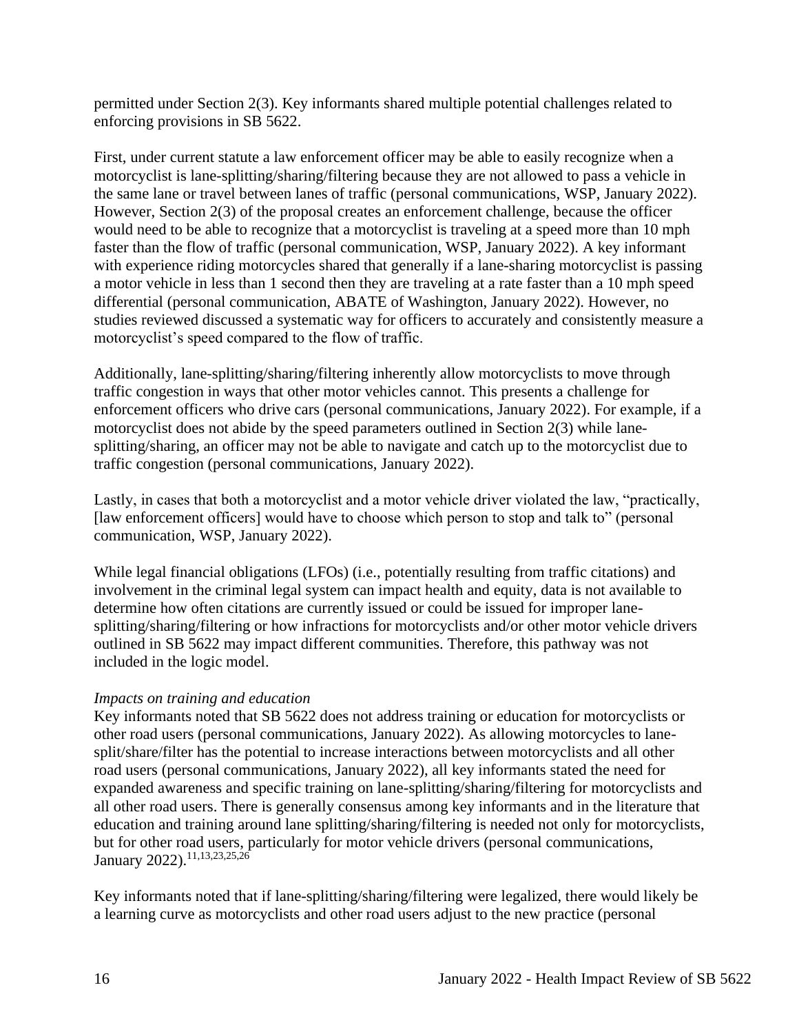permitted under Section 2(3). Key informants shared multiple potential challenges related to enforcing provisions in SB 5622.

First, under current statute a law enforcement officer may be able to easily recognize when a motorcyclist is lane-splitting/sharing/filtering because they are not allowed to pass a vehicle in the same lane or travel between lanes of traffic (personal communications, WSP, January 2022). However, Section 2(3) of the proposal creates an enforcement challenge, because the officer would need to be able to recognize that a motorcyclist is traveling at a speed more than 10 mph faster than the flow of traffic (personal communication, WSP, January 2022). A key informant with experience riding motorcycles shared that generally if a lane-sharing motorcyclist is passing a motor vehicle in less than 1 second then they are traveling at a rate faster than a 10 mph speed differential (personal communication, ABATE of Washington, January 2022). However, no studies reviewed discussed a systematic way for officers to accurately and consistently measure a motorcyclist's speed compared to the flow of traffic.

Additionally, lane-splitting/sharing/filtering inherently allow motorcyclists to move through traffic congestion in ways that other motor vehicles cannot. This presents a challenge for enforcement officers who drive cars (personal communications, January 2022). For example, if a motorcyclist does not abide by the speed parameters outlined in Section 2(3) while lane-splitting/sharing, an officer may not be able to navigate and catch up to the motorcyclist due to traffic congestion (personal communications, January 2022).

Lastly, in cases that both a motorcyclist and a motor vehicle driver violated the law, "practically, [law enforcement officers] would have to choose which person to stop and talk to" (personal communication, WSP, January 2022).

While legal financial obligations (LFOs) (i.e., potentially resulting from traffic citations) and involvement in the criminal legal system can impact health and equity, data is not available to determine how often citations are currently issued or could be issued for improper lane-splitting/sharing/filtering or how infractions for motorcyclists and/or other motor vehicle drivers outlined in SB 5622 may impact different communities. Therefore, this pathway was not included in the logic model.

*Impacts on training and education*

Key informants noted that SB 5622 does not address training or education for motorcyclists or other road users (personal communications, January 2022). As allowing motorcycles to lane-split/share/filter has the potential to increase interactions between motorcyclists and all other road users (personal communications, January 2022), all key informants stated the need for expanded awareness and specific training on lane-splitting/sharing/filtering for motorcyclists and all other road users. There is generally consensus among key informants and in the literature that education and training around lane splitting/sharing/filtering is needed not only for motorcyclists, but for other road users, particularly for motor vehicle drivers (personal communications, January 2022).[11,13,23,25,26]

Key informants noted that if lane-splitting/sharing/filtering were legalized, there would likely be a learning curve as motorcyclists and other road users adjust to the new practice (personal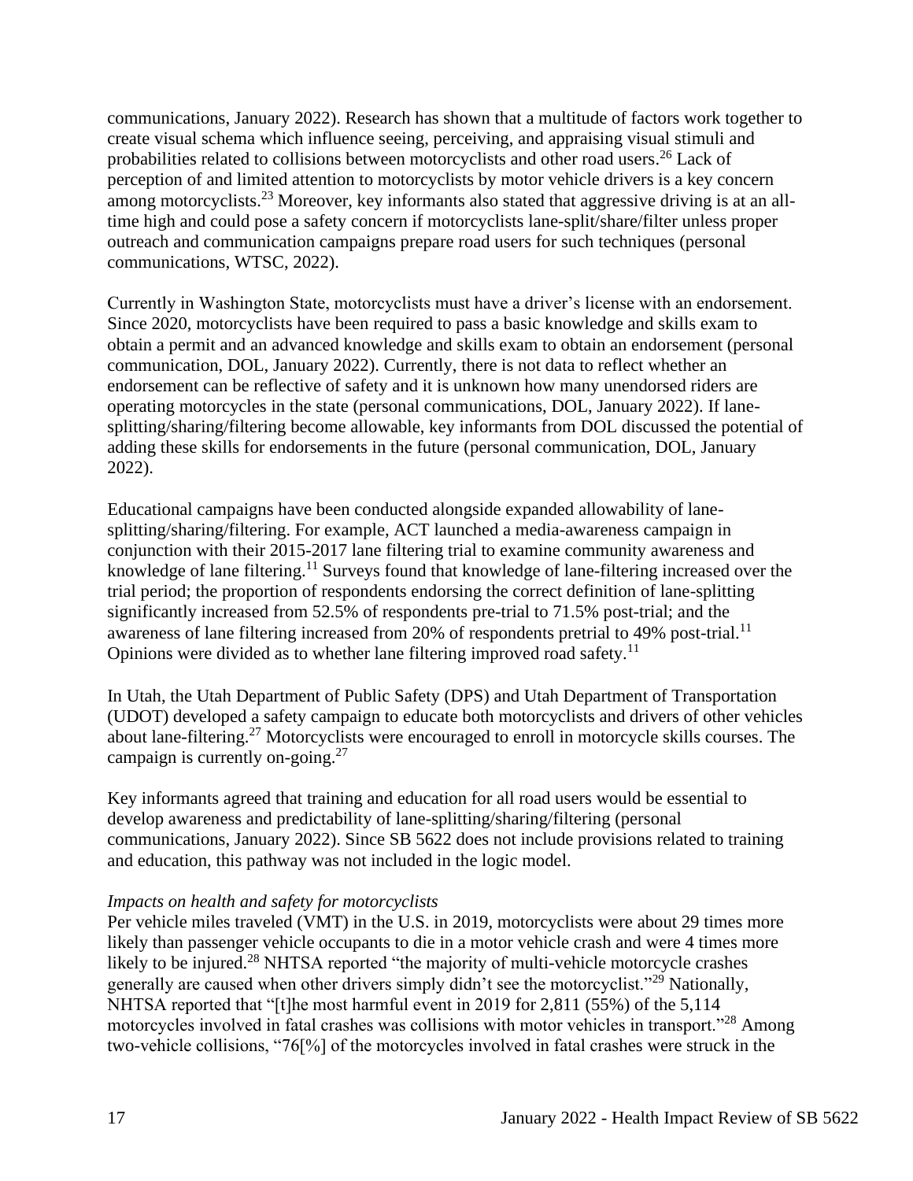communications, January 2022). Research has shown that a multitude of factors work together to create visual schema which influence seeing, perceiving, and appraising visual stimuli and probabilities related to collisions between motorcyclists and other road users.[26] Lack of perception of and limited attention to motorcyclists by motor vehicle drivers is a key concern among motorcyclists.[23] Moreover, key informants also stated that aggressive driving is at an all-time high and could pose a safety concern if motorcyclists lane-split/share/filter unless proper outreach and communication campaigns prepare road users for such techniques (personal communications, WTSC, 2022).

Currently in Washington State, motorcyclists must have a driver's license with an endorsement. Since 2020, motorcyclists have been required to pass a basic knowledge and skills exam to obtain a permit and an advanced knowledge and skills exam to obtain an endorsement (personal communication, DOL, January 2022). Currently, there is not data to reflect whether an endorsement can be reflective of safety and it is unknown how many unendorsed riders are operating motorcycles in the state (personal communications, DOL, January 2022). If lane-splitting/sharing/filtering become allowable, key informants from DOL discussed the potential of adding these skills for endorsements in the future (personal communication, DOL, January 2022).

Educational campaigns have been conducted alongside expanded allowability of lane-splitting/sharing/filtering. For example, ACT launched a media-awareness campaign in conjunction with their 2015-2017 lane filtering trial to examine community awareness and knowledge of lane filtering.[11] Surveys found that knowledge of lane-filtering increased over the trial period; the proportion of respondents endorsing the correct definition of lane-splitting significantly increased from 52.5% of respondents pre-trial to 71.5% post-trial; and the awareness of lane filtering increased from 20% of respondents pretrial to 49% post-trial.[11] Opinions were divided as to whether lane filtering improved road safety.[11]

In Utah, the Utah Department of Public Safety (DPS) and Utah Department of Transportation (UDOT) developed a safety campaign to educate both motorcyclists and drivers of other vehicles about lane-filtering.[27] Motorcyclists were encouraged to enroll in motorcycle skills courses. The campaign is currently on-going.[27]

Key informants agreed that training and education for all road users would be essential to develop awareness and predictability of lane-splitting/sharing/filtering (personal communications, January 2022). Since SB 5622 does not include provisions related to training and education, this pathway was not included in the logic model.

*Impacts on health and safety for motorcyclists*

Per vehicle miles traveled (VMT) in the U.S. in 2019, motorcyclists were about 29 times more likely than passenger vehicle occupants to die in a motor vehicle crash and were 4 times more likely to be injured.[28] NHTSA reported "the majority of multi-vehicle motorcycle crashes generally are caused when other drivers simply didn't see the motorcyclist."[29] Nationally, NHTSA reported that "[t]he most harmful event in 2019 for 2,811 (55%) of the 5,114 motorcycles involved in fatal crashes was collisions with motor vehicles in transport."[28] Among two-vehicle collisions, "76[%] of the motorcycles involved in fatal crashes were struck in the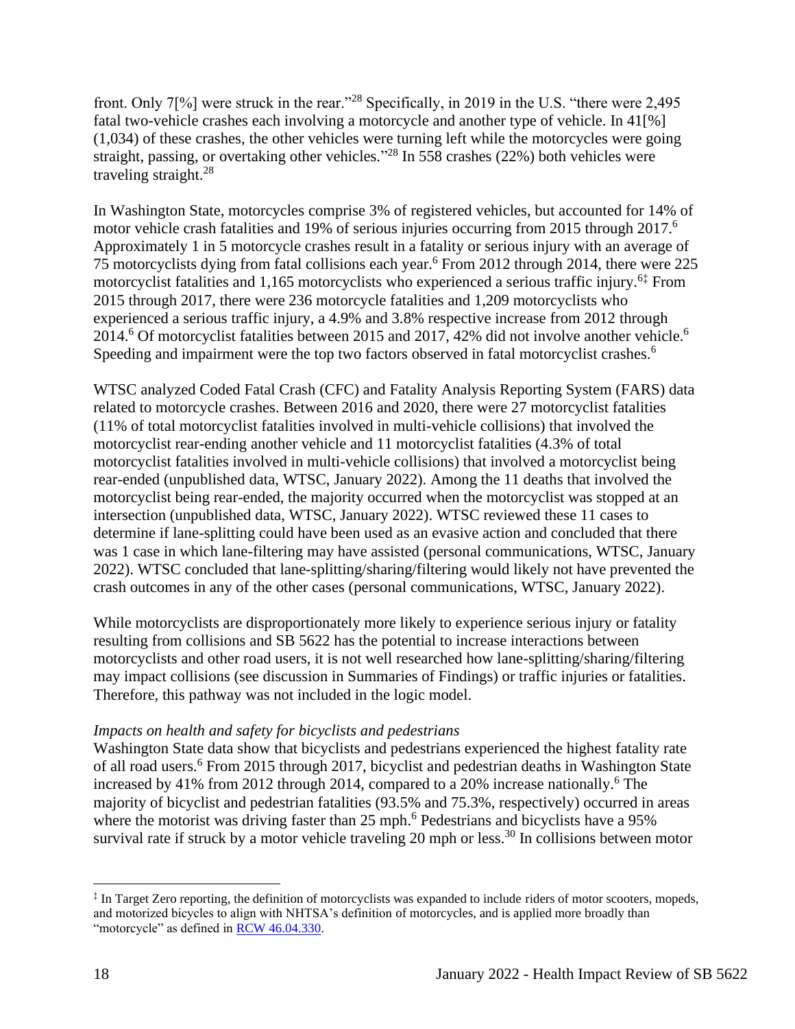front. Only 7[%] were struck in the rear."[28] Specifically, in 2019 in the U.S. "there were 2,495 fatal two-vehicle crashes each involving a motorcycle and another type of vehicle. In 41[%] (1,034) of these crashes, the other vehicles were turning left while the motorcycles were going straight, passing, or overtaking other vehicles."[28] In 558 crashes (22%) both vehicles were traveling straight.[28]

In Washington State, motorcycles comprise 3% of registered vehicles, but accounted for 14% of motor vehicle crash fatalities and 19% of serious injuries occurring from 2015 through 2017.[6] Approximately 1 in 5 motorcycle crashes result in a fatality or serious injury with an average of 75 motorcyclists dying from fatal collisions each year.[6] From 2012 through 2014, there were 225 motorcyclist fatalities and 1,165 motorcyclists who experienced a serious traffic injury.[6‡] From 2015 through 2017, there were 236 motorcycle fatalities and 1,209 motorcyclists who experienced a serious traffic injury, a 4.9% and 3.8% respective increase from 2012 through 2014.[6] Of motorcyclist fatalities between 2015 and 2017, 42% did not involve another vehicle.[6] Speeding and impairment were the top two factors observed in fatal motorcyclist crashes.[6]

WTSC analyzed Coded Fatal Crash (CFC) and Fatality Analysis Reporting System (FARS) data related to motorcycle crashes. Between 2016 and 2020, there were 27 motorcyclist fatalities (11% of total motorcyclist fatalities involved in multi-vehicle collisions) that involved the motorcyclist rear-ending another vehicle and 11 motorcyclist fatalities (4.3% of total motorcyclist fatalities involved in multi-vehicle collisions) that involved a motorcyclist being rear-ended (unpublished data, WTSC, January 2022). Among the 11 deaths that involved the motorcyclist being rear-ended, the majority occurred when the motorcyclist was stopped at an intersection (unpublished data, WTSC, January 2022). WTSC reviewed these 11 cases to determine if lane-splitting could have been used as an evasive action and concluded that there was 1 case in which lane-filtering may have assisted (personal communications, WTSC, January 2022). WTSC concluded that lane-splitting/sharing/filtering would likely not have prevented the crash outcomes in any of the other cases (personal communications, WTSC, January 2022).

While motorcyclists are disproportionately more likely to experience serious injury or fatality resulting from collisions and SB 5622 has the potential to increase interactions between motorcyclists and other road users, it is not well researched how lane-splitting/sharing/filtering may impact collisions (see discussion in Summaries of Findings) or traffic injuries or fatalities. Therefore, this pathway was not included in the logic model.

*Impacts on health and safety for bicyclists and pedestrians*

Washington State data show that bicyclists and pedestrians experienced the highest fatality rate of all road users.[6] From 2015 through 2017, bicyclist and pedestrian deaths in Washington State increased by 41% from 2012 through 2014, compared to a 20% increase nationally.[6] The majority of bicyclist and pedestrian fatalities (93.5% and 75.3%, respectively) occurred in areas where the motorist was driving faster than 25 mph.[6] Pedestrians and bicyclists have a 95% survival rate if struck by a motor vehicle traveling 20 mph or less.[30] In collisions between motor

‡ In Target Zero reporting, the definition of motorcyclists was expanded to include riders of motor scooters, mopeds, and motorized bicycles to align with NHTSA's definition of motorcycles, and is applied more broadly than "motorcycle" as defined in RCW 46.04.330.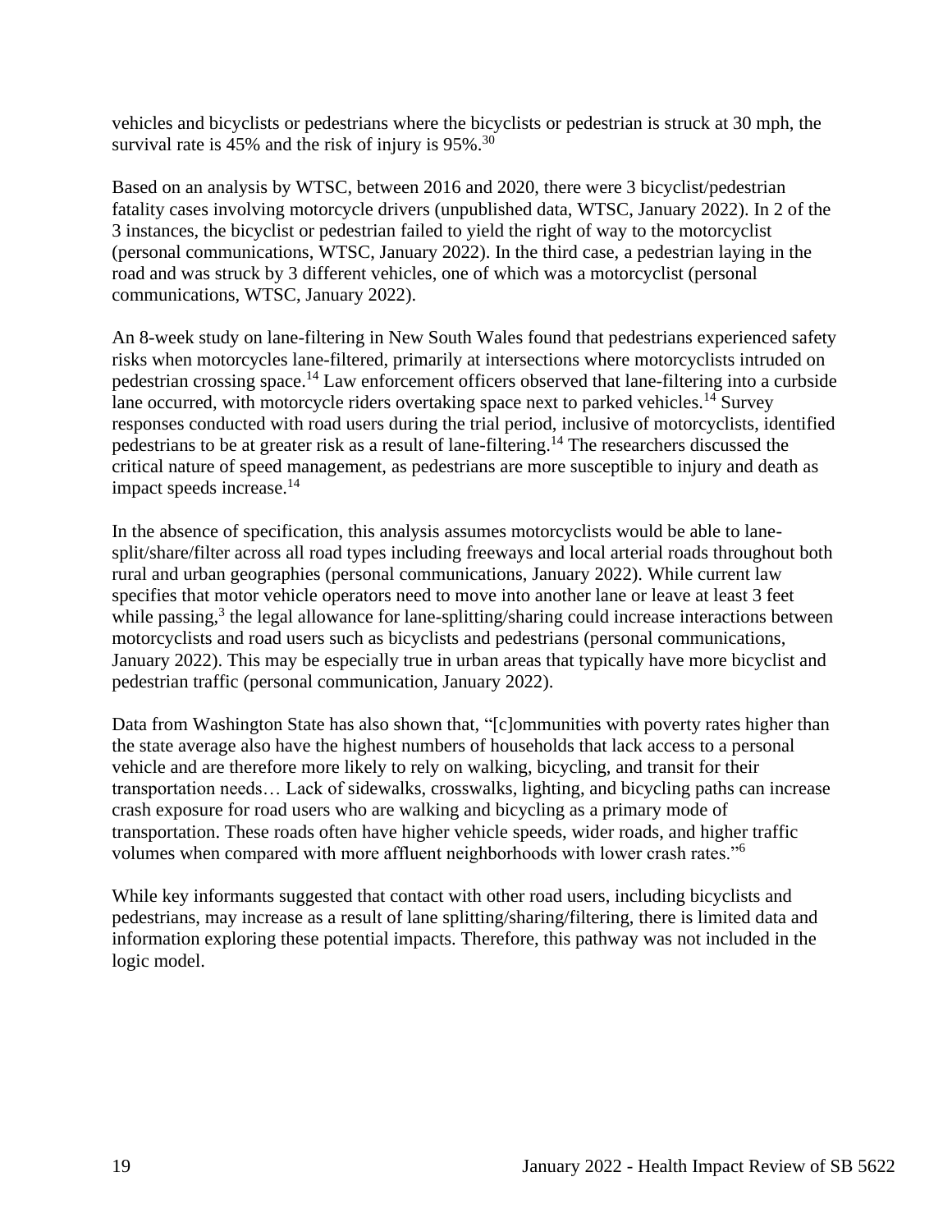vehicles and bicyclists or pedestrians where the bicyclists or pedestrian is struck at 30 mph, the survival rate is 45% and the risk of injury is 95%.[30]

Based on an analysis by WTSC, between 2016 and 2020, there were 3 bicyclist/pedestrian fatality cases involving motorcycle drivers (unpublished data, WTSC, January 2022). In 2 of the 3 instances, the bicyclist or pedestrian failed to yield the right of way to the motorcyclist (personal communications, WTSC, January 2022). In the third case, a pedestrian laying in the road and was struck by 3 different vehicles, one of which was a motorcyclist (personal communications, WTSC, January 2022).

An 8-week study on lane-filtering in New South Wales found that pedestrians experienced safety risks when motorcycles lane-filtered, primarily at intersections where motorcyclists intruded on pedestrian crossing space.[14] Law enforcement officers observed that lane-filtering into a curbside lane occurred, with motorcycle riders overtaking space next to parked vehicles.[14] Survey responses conducted with road users during the trial period, inclusive of motorcyclists, identified pedestrians to be at greater risk as a result of lane-filtering.[14] The researchers discussed the critical nature of speed management, as pedestrians are more susceptible to injury and death as impact speeds increase.[14]

In the absence of specification, this analysis assumes motorcyclists would be able to lane-split/share/filter across all road types including freeways and local arterial roads throughout both rural and urban geographies (personal communications, January 2022). While current law specifies that motor vehicle operators need to move into another lane or leave at least 3 feet while passing,[3] the legal allowance for lane-splitting/sharing could increase interactions between motorcyclists and road users such as bicyclists and pedestrians (personal communications, January 2022). This may be especially true in urban areas that typically have more bicyclist and pedestrian traffic (personal communication, January 2022).

Data from Washington State has also shown that, "[c]ommunities with poverty rates higher than the state average also have the highest numbers of households that lack access to a personal vehicle and are therefore more likely to rely on walking, bicycling, and transit for their transportation needs… Lack of sidewalks, crosswalks, lighting, and bicycling paths can increase crash exposure for road users who are walking and bicycling as a primary mode of transportation. These roads often have higher vehicle speeds, wider roads, and higher traffic volumes when compared with more affluent neighborhoods with lower crash rates."[6]

While key informants suggested that contact with other road users, including bicyclists and pedestrians, may increase as a result of lane splitting/sharing/filtering, there is limited data and information exploring these potential impacts. Therefore, this pathway was not included in the logic model.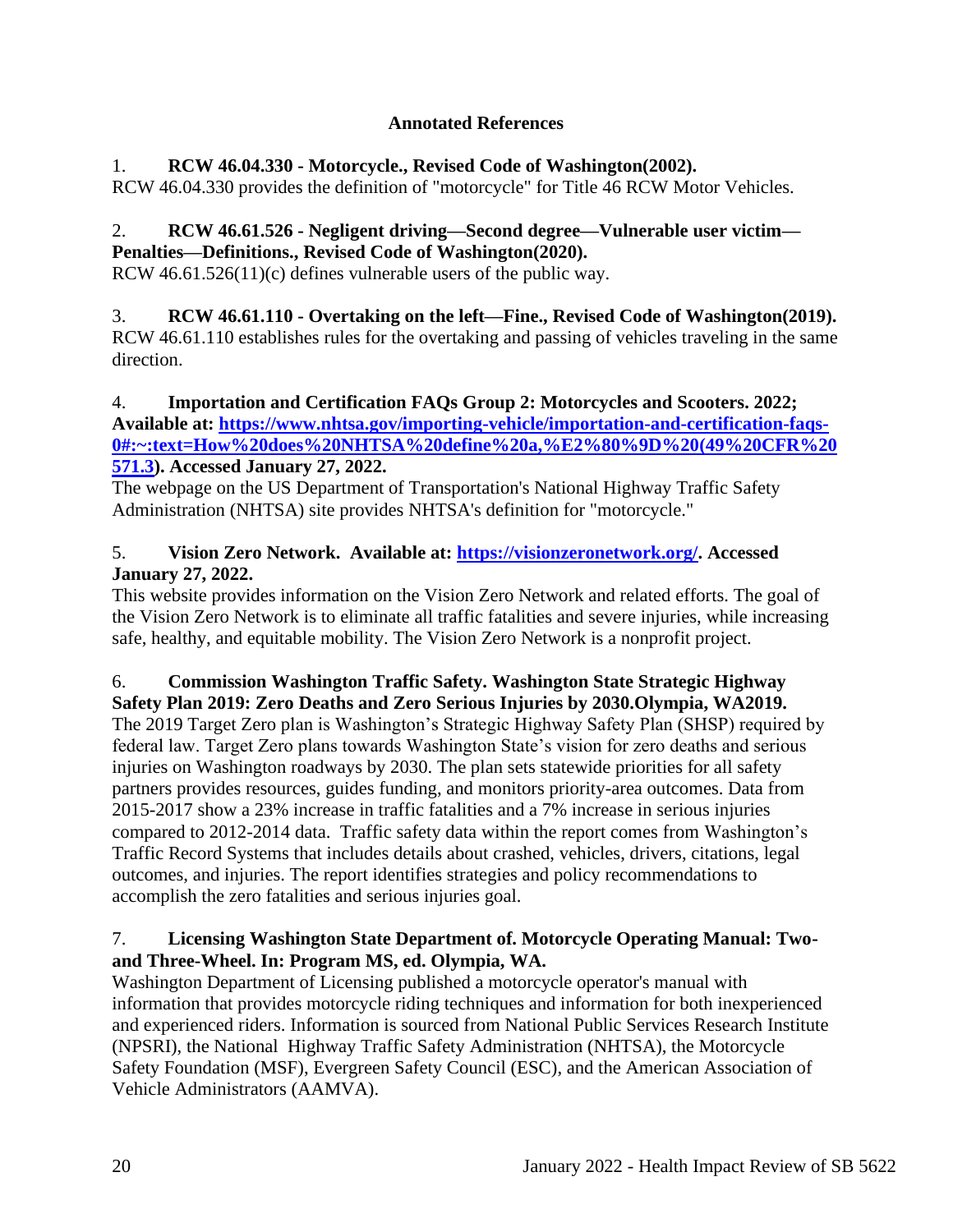### Annotated References

1. **RCW 46.04.330 - Motorcycle., Revised Code of Washington(2002).**
RCW 46.04.330 provides the definition of "motorcycle" for Title 46 RCW Motor Vehicles.

2. **RCW 46.61.526 - Negligent driving—Second degree—Vulnerable user victim—Penalties—Definitions., Revised Code of Washington(2020).**
RCW 46.61.526(11)(c) defines vulnerable users of the public way.

3. **RCW 46.61.110 - Overtaking on the left—Fine., Revised Code of Washington(2019).**
RCW 46.61.110 establishes rules for the overtaking and passing of vehicles traveling in the same direction.

4. **Importation and Certification FAQs Group 2: Motorcycles and Scooters. 2022; Available at: [https://www.nhtsa.gov/importing-vehicle/importation-and-certification-faqs-0#:~:text=How%20does%20NHTSA%20define%20a,%E2%80%9D%20(49%20CFR%20571.3](https://www.nhtsa.gov/importing-vehicle/importation-and-certification-faqs-0#:~:text=How%20does%20NHTSA%20define%20a,%E2%80%9D%20(49%20CFR%20571.3)). Accessed January 27, 2022.**
The webpage on the US Department of Transportation's National Highway Traffic Safety Administration (NHTSA) site provides NHTSA's definition for "motorcycle."

5. **Vision Zero Network. Available at: [https://visionzeronetwork.org/](https://visionzeronetwork.org/). Accessed January 27, 2022.**
This website provides information on the Vision Zero Network and related efforts. The goal of the Vision Zero Network is to eliminate all traffic fatalities and severe injuries, while increasing safe, healthy, and equitable mobility. The Vision Zero Network is a nonprofit project.

6. **Commission Washington Traffic Safety. Washington State Strategic Highway Safety Plan 2019: Zero Deaths and Zero Serious Injuries by 2030.Olympia, WA2019.**
The 2019 Target Zero plan is Washington's Strategic Highway Safety Plan (SHSP) required by federal law. Target Zero plans towards Washington State's vision for zero deaths and serious injuries on Washington roadways by 2030. The plan sets statewide priorities for all safety partners provides resources, guides funding, and monitors priority-area outcomes. Data from 2015-2017 show a 23% increase in traffic fatalities and a 7% increase in serious injuries compared to 2012-2014 data. Traffic safety data within the report comes from Washington's Traffic Record Systems that includes details about crashed, vehicles, drivers, citations, legal outcomes, and injuries. The report identifies strategies and policy recommendations to accomplish the zero fatalities and serious injuries goal.

7. **Licensing Washington State Department of. Motorcycle Operating Manual: Two-and Three-Wheel. In: Program MS, ed. Olympia, WA.**
Washington Department of Licensing published a motorcycle operator's manual with information that provides motorcycle riding techniques and information for both inexperienced and experienced riders. Information is sourced from National Public Services Research Institute (NPSRI), the National Highway Traffic Safety Administration (NHTSA), the Motorcycle Safety Foundation (MSF), Evergreen Safety Council (ESC), and the American Association of Vehicle Administrators (AAMVA).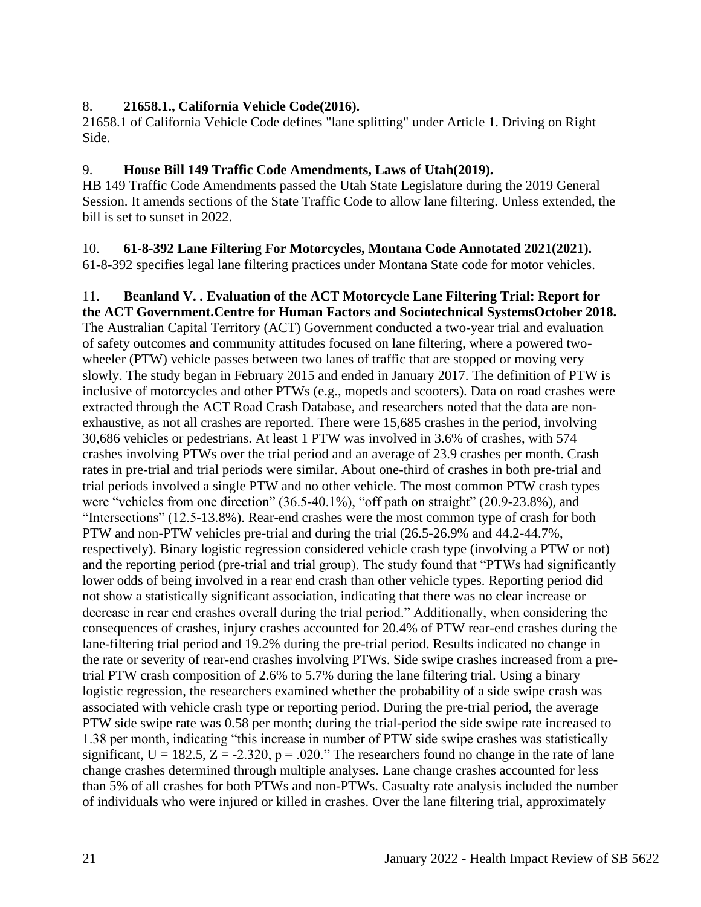8. **21658.1., California Vehicle Code(2016).**
21658.1 of California Vehicle Code defines "lane splitting" under Article 1. Driving on Right Side.

9. **House Bill 149 Traffic Code Amendments, Laws of Utah(2019).**
HB 149 Traffic Code Amendments passed the Utah State Legislature during the 2019 General Session. It amends sections of the State Traffic Code to allow lane filtering. Unless extended, the bill is set to sunset in 2022.

10. **61-8-392 Lane Filtering For Motorcycles, Montana Code Annotated 2021(2021).**
61-8-392 specifies legal lane filtering practices under Montana State code for motor vehicles.

11. **Beanland V. . Evaluation of the ACT Motorcycle Lane Filtering Trial: Report for the ACT Government.Centre for Human Factors and Sociotechnical SystemsOctober 2018.**
The Australian Capital Territory (ACT) Government conducted a two-year trial and evaluation of safety outcomes and community attitudes focused on lane filtering, where a powered two-wheeler (PTW) vehicle passes between two lanes of traffic that are stopped or moving very slowly. The study began in February 2015 and ended in January 2017. The definition of PTW is inclusive of motorcycles and other PTWs (e.g., mopeds and scooters). Data on road crashes were extracted through the ACT Road Crash Database, and researchers noted that the data are non-exhaustive, as not all crashes are reported. There were 15,685 crashes in the period, involving 30,686 vehicles or pedestrians. At least 1 PTW was involved in 3.6% of crashes, with 574 crashes involving PTWs over the trial period and an average of 23.9 crashes per month. Crash rates in pre-trial and trial periods were similar. About one-third of crashes in both pre-trial and trial periods involved a single PTW and no other vehicle. The most common PTW crash types were "vehicles from one direction" (36.5-40.1%), "off path on straight" (20.9-23.8%), and "Intersections" (12.5-13.8%). Rear-end crashes were the most common type of crash for both PTW and non-PTW vehicles pre-trial and during the trial (26.5-26.9% and 44.2-44.7%, respectively). Binary logistic regression considered vehicle crash type (involving a PTW or not) and the reporting period (pre-trial and trial group). The study found that "PTWs had significantly lower odds of being involved in a rear end crash than other vehicle types. Reporting period did not show a statistically significant association, indicating that there was no clear increase or decrease in rear end crashes overall during the trial period." Additionally, when considering the consequences of crashes, injury crashes accounted for 20.4% of PTW rear-end crashes during the lane-filtering trial period and 19.2% during the pre-trial period. Results indicated no change in the rate or severity of rear-end crashes involving PTWs. Side swipe crashes increased from a pre-trial PTW crash composition of 2.6% to 5.7% during the lane filtering trial. Using a binary logistic regression, the researchers examined whether the probability of a side swipe crash was associated with vehicle crash type or reporting period. During the pre-trial period, the average PTW side swipe rate was 0.58 per month; during the trial-period the side swipe rate increased to 1.38 per month, indicating "this increase in number of PTW side swipe crashes was statistically significant, $U = 182.5$, $Z = -2.320$, $p = .020$." The researchers found no change in the rate of lane change crashes determined through multiple analyses. Lane change crashes accounted for less than 5% of all crashes for both PTWs and non-PTWs. Casualty rate analysis included the number of individuals who were injured or killed in crashes. Over the lane filtering trial, approximately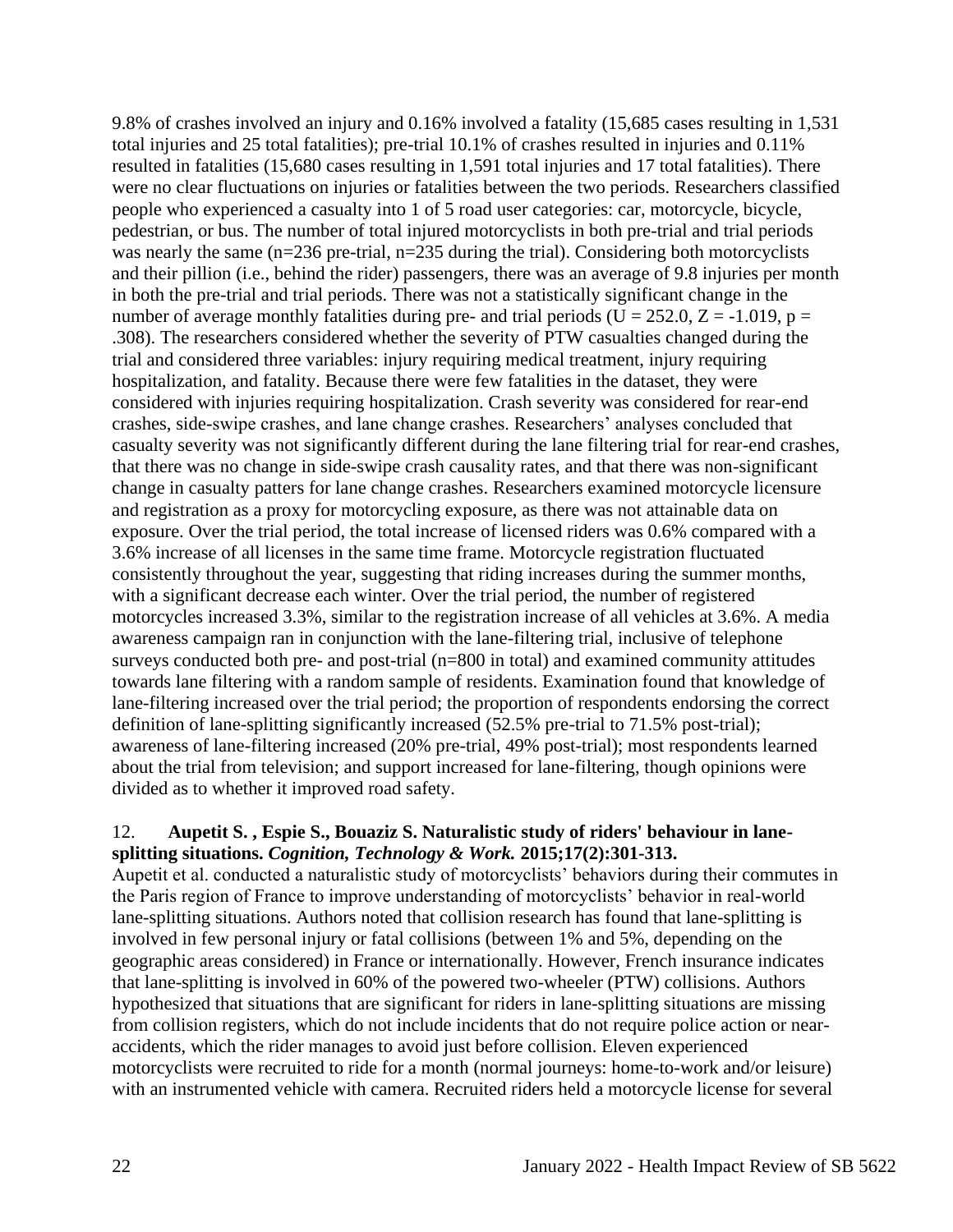9.8% of crashes involved an injury and 0.16% involved a fatality (15,685 cases resulting in 1,531 total injuries and 25 total fatalities); pre-trial 10.1% of crashes resulted in injuries and 0.11% resulted in fatalities (15,680 cases resulting in 1,591 total injuries and 17 total fatalities). There were no clear fluctuations on injuries or fatalities between the two periods. Researchers classified people who experienced a casualty into 1 of 5 road user categories: car, motorcycle, bicycle, pedestrian, or bus. The number of total injured motorcyclists in both pre-trial and trial periods was nearly the same (n=236 pre-trial, n=235 during the trial). Considering both motorcyclists and their pillion (i.e., behind the rider) passengers, there was an average of 9.8 injuries per month in both the pre-trial and trial periods. There was not a statistically significant change in the number of average monthly fatalities during pre- and trial periods ($U = 252.0$, $Z = -1.019$, $p = .308$). The researchers considered whether the severity of PTW casualties changed during the trial and considered three variables: injury requiring medical treatment, injury requiring hospitalization, and fatality. Because there were few fatalities in the dataset, they were considered with injuries requiring hospitalization. Crash severity was considered for rear-end crashes, side-swipe crashes, and lane change crashes. Researchers' analyses concluded that casualty severity was not significantly different during the lane filtering trial for rear-end crashes, that there was no change in side-swipe crash causality rates, and that there was non-significant change in casualty patters for lane change crashes. Researchers examined motorcycle licensure and registration as a proxy for motorcycling exposure, as there was not attainable data on exposure. Over the trial period, the total increase of licensed riders was 0.6% compared with a 3.6% increase of all licenses in the same time frame. Motorcycle registration fluctuated consistently throughout the year, suggesting that riding increases during the summer months, with a significant decrease each winter. Over the trial period, the number of registered motorcycles increased 3.3%, similar to the registration increase of all vehicles at 3.6%. A media awareness campaign ran in conjunction with the lane-filtering trial, inclusive of telephone surveys conducted both pre- and post-trial (n=800 in total) and examined community attitudes towards lane filtering with a random sample of residents. Examination found that knowledge of lane-filtering increased over the trial period; the proportion of respondents endorsing the correct definition of lane-splitting significantly increased (52.5% pre-trial to 71.5% post-trial); awareness of lane-filtering increased (20% pre-trial, 49% post-trial); most respondents learned about the trial from television; and support increased for lane-filtering, though opinions were divided as to whether it improved road safety.

12. **Aupetit S. , Espie S., Bouaziz S. Naturalistic study of riders' behaviour in lane-splitting situations. *Cognition, Technology & Work.* 2015;17(2):301-313.**

Aupetit et al. conducted a naturalistic study of motorcyclists' behaviors during their commutes in the Paris region of France to improve understanding of motorcyclists' behavior in real-world lane-splitting situations. Authors noted that collision research has found that lane-splitting is involved in few personal injury or fatal collisions (between 1% and 5%, depending on the geographic areas considered) in France or internationally. However, French insurance indicates that lane-splitting is involved in 60% of the powered two-wheeler (PTW) collisions. Authors hypothesized that situations that are significant for riders in lane-splitting situations are missing from collision registers, which do not include incidents that do not require police action or near-accidents, which the rider manages to avoid just before collision. Eleven experienced motorcyclists were recruited to ride for a month (normal journeys: home-to-work and/or leisure) with an instrumented vehicle with camera. Recruited riders held a motorcycle license for several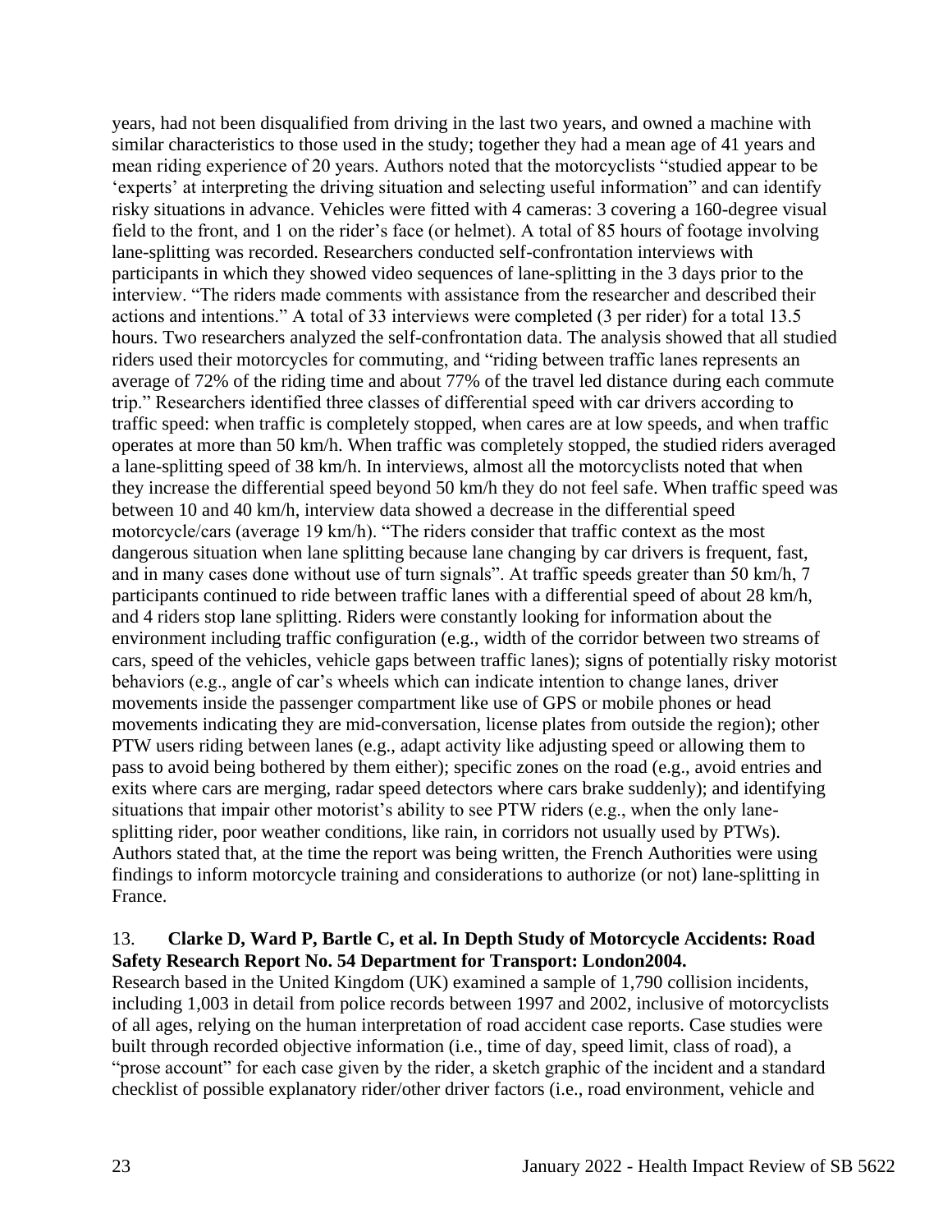years, had not been disqualified from driving in the last two years, and owned a machine with similar characteristics to those used in the study; together they had a mean age of 41 years and mean riding experience of 20 years. Authors noted that the motorcyclists "studied appear to be 'experts' at interpreting the driving situation and selecting useful information" and can identify risky situations in advance. Vehicles were fitted with 4 cameras: 3 covering a 160-degree visual field to the front, and 1 on the rider's face (or helmet). A total of 85 hours of footage involving lane-splitting was recorded. Researchers conducted self-confrontation interviews with participants in which they showed video sequences of lane-splitting in the 3 days prior to the interview. "The riders made comments with assistance from the researcher and described their actions and intentions." A total of 33 interviews were completed (3 per rider) for a total 13.5 hours. Two researchers analyzed the self-confrontation data. The analysis showed that all studied riders used their motorcycles for commuting, and "riding between traffic lanes represents an average of 72% of the riding time and about 77% of the travel led distance during each commute trip." Researchers identified three classes of differential speed with car drivers according to traffic speed: when traffic is completely stopped, when cares are at low speeds, and when traffic operates at more than 50 km/h. When traffic was completely stopped, the studied riders averaged a lane-splitting speed of 38 km/h. In interviews, almost all the motorcyclists noted that when they increase the differential speed beyond 50 km/h they do not feel safe. When traffic speed was between 10 and 40 km/h, interview data showed a decrease in the differential speed motorcycle/cars (average 19 km/h). "The riders consider that traffic context as the most dangerous situation when lane splitting because lane changing by car drivers is frequent, fast, and in many cases done without use of turn signals". At traffic speeds greater than 50 km/h, 7 participants continued to ride between traffic lanes with a differential speed of about 28 km/h, and 4 riders stop lane splitting. Riders were constantly looking for information about the environment including traffic configuration (e.g., width of the corridor between two streams of cars, speed of the vehicles, vehicle gaps between traffic lanes); signs of potentially risky motorist behaviors (e.g., angle of car's wheels which can indicate intention to change lanes, driver movements inside the passenger compartment like use of GPS or mobile phones or head movements indicating they are mid-conversation, license plates from outside the region); other PTW users riding between lanes (e.g., adapt activity like adjusting speed or allowing them to pass to avoid being bothered by them either); specific zones on the road (e.g., avoid entries and exits where cars are merging, radar speed detectors where cars brake suddenly); and identifying situations that impair other motorist's ability to see PTW riders (e.g., when the only lane-splitting rider, poor weather conditions, like rain, in corridors not usually used by PTWs). Authors stated that, at the time the report was being written, the French Authorities were using findings to inform motorcycle training and considerations to authorize (or not) lane-splitting in France.

13. **Clarke D, Ward P, Bartle C, et al. In Depth Study of Motorcycle Accidents: Road Safety Research Report No. 54 Department for Transport: London2004.**

Research based in the United Kingdom (UK) examined a sample of 1,790 collision incidents, including 1,003 in detail from police records between 1997 and 2002, inclusive of motorcyclists of all ages, relying on the human interpretation of road accident case reports. Case studies were built through recorded objective information (i.e., time of day, speed limit, class of road), a "prose account" for each case given by the rider, a sketch graphic of the incident and a standard checklist of possible explanatory rider/other driver factors (i.e., road environment, vehicle and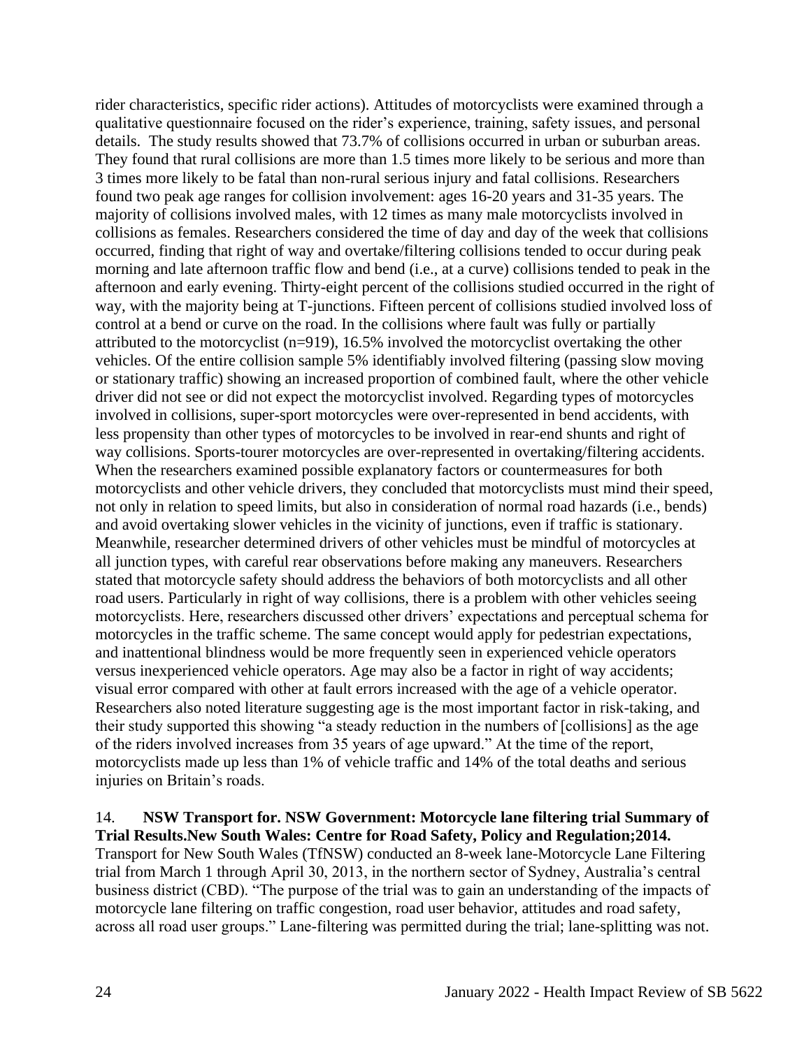rider characteristics, specific rider actions). Attitudes of motorcyclists were examined through a qualitative questionnaire focused on the rider's experience, training, safety issues, and personal details. The study results showed that 73.7% of collisions occurred in urban or suburban areas. They found that rural collisions are more than 1.5 times more likely to be serious and more than 3 times more likely to be fatal than non-rural serious injury and fatal collisions. Researchers found two peak age ranges for collision involvement: ages 16-20 years and 31-35 years. The majority of collisions involved males, with 12 times as many male motorcyclists involved in collisions as females. Researchers considered the time of day and day of the week that collisions occurred, finding that right of way and overtake/filtering collisions tended to occur during peak morning and late afternoon traffic flow and bend (i.e., at a curve) collisions tended to peak in the afternoon and early evening. Thirty-eight percent of the collisions studied occurred in the right of way, with the majority being at T-junctions. Fifteen percent of collisions studied involved loss of control at a bend or curve on the road. In the collisions where fault was fully or partially attributed to the motorcyclist (n=919), 16.5% involved the motorcyclist overtaking the other vehicles. Of the entire collision sample 5% identifiably involved filtering (passing slow moving or stationary traffic) showing an increased proportion of combined fault, where the other vehicle driver did not see or did not expect the motorcyclist involved. Regarding types of motorcycles involved in collisions, super-sport motorcycles were over-represented in bend accidents, with less propensity than other types of motorcycles to be involved in rear-end shunts and right of way collisions. Sports-tourer motorcycles are over-represented in overtaking/filtering accidents. When the researchers examined possible explanatory factors or countermeasures for both motorcyclists and other vehicle drivers, they concluded that motorcyclists must mind their speed, not only in relation to speed limits, but also in consideration of normal road hazards (i.e., bends) and avoid overtaking slower vehicles in the vicinity of junctions, even if traffic is stationary. Meanwhile, researcher determined drivers of other vehicles must be mindful of motorcycles at all junction types, with careful rear observations before making any maneuvers. Researchers stated that motorcycle safety should address the behaviors of both motorcyclists and all other road users. Particularly in right of way collisions, there is a problem with other vehicles seeing motorcyclists. Here, researchers discussed other drivers' expectations and perceptual schema for motorcycles in the traffic scheme. The same concept would apply for pedestrian expectations, and inattentional blindness would be more frequently seen in experienced vehicle operators versus inexperienced vehicle operators. Age may also be a factor in right of way accidents; visual error compared with other at fault errors increased with the age of a vehicle operator. Researchers also noted literature suggesting age is the most important factor in risk-taking, and their study supported this showing "a steady reduction in the numbers of [collisions] as the age of the riders involved increases from 35 years of age upward." At the time of the report, motorcyclists made up less than 1% of vehicle traffic and 14% of the total deaths and serious injuries on Britain's roads.

14. **NSW Transport for. NSW Government: Motorcycle lane filtering trial Summary of Trial Results.New South Wales: Centre for Road Safety, Policy and Regulation;2014.**
Transport for New South Wales (TfNSW) conducted an 8-week lane-Motorcycle Lane Filtering trial from March 1 through April 30, 2013, in the northern sector of Sydney, Australia's central business district (CBD). "The purpose of the trial was to gain an understanding of the impacts of motorcycle lane filtering on traffic congestion, road user behavior, attitudes and road safety, across all road user groups." Lane-filtering was permitted during the trial; lane-splitting was not.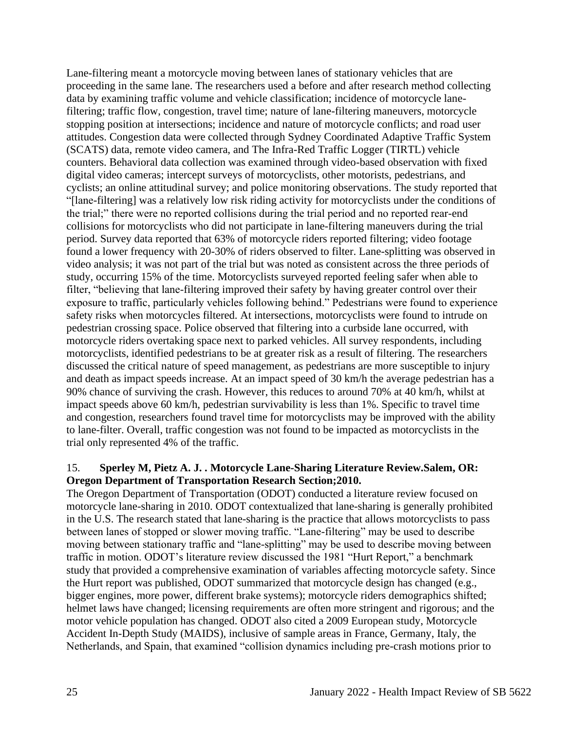Lane-filtering meant a motorcycle moving between lanes of stationary vehicles that are proceeding in the same lane. The researchers used a before and after research method collecting data by examining traffic volume and vehicle classification; incidence of motorcycle lane-filtering; traffic flow, congestion, travel time; nature of lane-filtering maneuvers, motorcycle stopping position at intersections; incidence and nature of motorcycle conflicts; and road user attitudes. Congestion data were collected through Sydney Coordinated Adaptive Traffic System (SCATS) data, remote video camera, and The Infra-Red Traffic Logger (TIRTL) vehicle counters. Behavioral data collection was examined through video-based observation with fixed digital video cameras; intercept surveys of motorcyclists, other motorists, pedestrians, and cyclists; an online attitudinal survey; and police monitoring observations. The study reported that "[lane-filtering] was a relatively low risk riding activity for motorcyclists under the conditions of the trial;" there were no reported collisions during the trial period and no reported rear-end collisions for motorcyclists who did not participate in lane-filtering maneuvers during the trial period. Survey data reported that 63% of motorcycle riders reported filtering; video footage found a lower frequency with 20-30% of riders observed to filter. Lane-splitting was observed in video analysis; it was not part of the trial but was noted as consistent across the three periods of study, occurring 15% of the time. Motorcyclists surveyed reported feeling safer when able to filter, "believing that lane-filtering improved their safety by having greater control over their exposure to traffic, particularly vehicles following behind." Pedestrians were found to experience safety risks when motorcycles filtered. At intersections, motorcyclists were found to intrude on pedestrian crossing space. Police observed that filtering into a curbside lane occurred, with motorcycle riders overtaking space next to parked vehicles. All survey respondents, including motorcyclists, identified pedestrians to be at greater risk as a result of filtering. The researchers discussed the critical nature of speed management, as pedestrians are more susceptible to injury and death as impact speeds increase. At an impact speed of 30 km/h the average pedestrian has a 90% chance of surviving the crash. However, this reduces to around 70% at 40 km/h, whilst at impact speeds above 60 km/h, pedestrian survivability is less than 1%. Specific to travel time and congestion, researchers found travel time for motorcyclists may be improved with the ability to lane-filter. Overall, traffic congestion was not found to be impacted as motorcyclists in the trial only represented 4% of the traffic.

15. **Sperley M, Pietz A. J. . Motorcycle Lane-Sharing Literature Review.Salem, OR: Oregon Department of Transportation Research Section;2010.**

The Oregon Department of Transportation (ODOT) conducted a literature review focused on motorcycle lane-sharing in 2010. ODOT contextualized that lane-sharing is generally prohibited in the U.S. The research stated that lane-sharing is the practice that allows motorcyclists to pass between lanes of stopped or slower moving traffic. "Lane-filtering" may be used to describe moving between stationary traffic and "lane-splitting" may be used to describe moving between traffic in motion. ODOT's literature review discussed the 1981 "Hurt Report," a benchmark study that provided a comprehensive examination of variables affecting motorcycle safety. Since the Hurt report was published, ODOT summarized that motorcycle design has changed (e.g., bigger engines, more power, different brake systems); motorcycle riders demographics shifted; helmet laws have changed; licensing requirements are often more stringent and rigorous; and the motor vehicle population has changed. ODOT also cited a 2009 European study, Motorcycle Accident In-Depth Study (MAIDS), inclusive of sample areas in France, Germany, Italy, the Netherlands, and Spain, that examined "collision dynamics including pre-crash motions prior to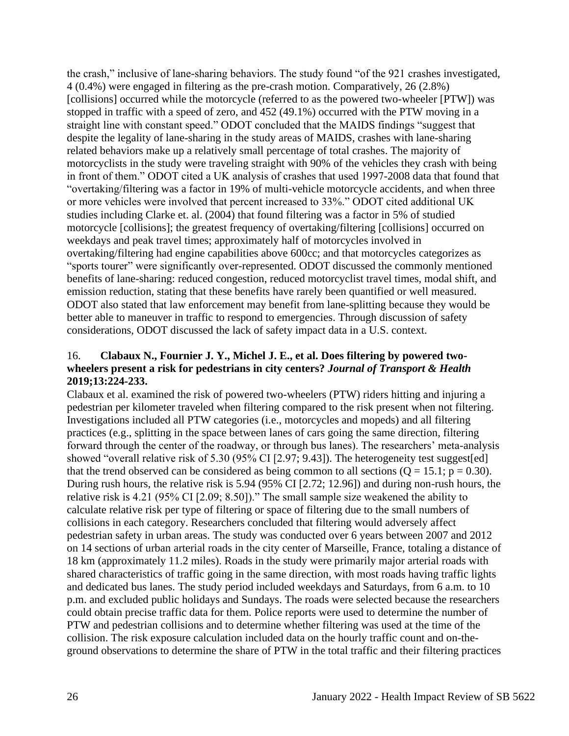the crash," inclusive of lane-sharing behaviors. The study found "of the 921 crashes investigated, 4 (0.4%) were engaged in filtering as the pre-crash motion. Comparatively, 26 (2.8%) [collisions] occurred while the motorcycle (referred to as the powered two-wheeler [PTW]) was stopped in traffic with a speed of zero, and 452 (49.1%) occurred with the PTW moving in a straight line with constant speed." ODOT concluded that the MAIDS findings "suggest that despite the legality of lane-sharing in the study areas of MAIDS, crashes with lane-sharing related behaviors make up a relatively small percentage of total crashes. The majority of motorcyclists in the study were traveling straight with 90% of the vehicles they crash with being in front of them." ODOT cited a UK analysis of crashes that used 1997-2008 data that found that "overtaking/filtering was a factor in 19% of multi-vehicle motorcycle accidents, and when three or more vehicles were involved that percent increased to 33%." ODOT cited additional UK studies including Clarke et. al. (2004) that found filtering was a factor in 5% of studied motorcycle [collisions]; the greatest frequency of overtaking/filtering [collisions] occurred on weekdays and peak travel times; approximately half of motorcycles involved in overtaking/filtering had engine capabilities above 600cc; and that motorcycles categorizes as "sports tourer" were significantly over-represented. ODOT discussed the commonly mentioned benefits of lane-sharing: reduced congestion, reduced motorcyclist travel times, modal shift, and emission reduction, stating that these benefits have rarely been quantified or well measured. ODOT also stated that law enforcement may benefit from lane-splitting because they would be better able to maneuver in traffic to respond to emergencies. Through discussion of safety considerations, ODOT discussed the lack of safety impact data in a U.S. context.

16. **Clabaux N., Fournier J. Y., Michel J. E., et al. Does filtering by powered two-wheelers present a risk for pedestrians in city centers?** ***Journal of Transport & Health*** **2019;13:224-233.**

Clabaux et al. examined the risk of powered two-wheelers (PTW) riders hitting and injuring a pedestrian per kilometer traveled when filtering compared to the risk present when not filtering. Investigations included all PTW categories (i.e., motorcycles and mopeds) and all filtering practices (e.g., splitting in the space between lanes of cars going the same direction, filtering forward through the center of the roadway, or through bus lanes). The researchers' meta-analysis showed "overall relative risk of 5.30 (95% CI [2.97; 9.43]). The heterogeneity test suggest[ed] that the trend observed can be considered as being common to all sections ($Q = 15.1$; $p = 0.30$). During rush hours, the relative risk is 5.94 (95% CI [2.72; 12.96]) and during non-rush hours, the relative risk is 4.21 (95% CI [2.09; 8.50])." The small sample size weakened the ability to calculate relative risk per type of filtering or space of filtering due to the small numbers of collisions in each category. Researchers concluded that filtering would adversely affect pedestrian safety in urban areas. The study was conducted over 6 years between 2007 and 2012 on 14 sections of urban arterial roads in the city center of Marseille, France, totaling a distance of 18 km (approximately 11.2 miles). Roads in the study were primarily major arterial roads with shared characteristics of traffic going in the same direction, with most roads having traffic lights and dedicated bus lanes. The study period included weekdays and Saturdays, from 6 a.m. to 10 p.m. and excluded public holidays and Sundays. The roads were selected because the researchers could obtain precise traffic data for them. Police reports were used to determine the number of PTW and pedestrian collisions and to determine whether filtering was used at the time of the collision. The risk exposure calculation included data on the hourly traffic count and on-the-ground observations to determine the share of PTW in the total traffic and their filtering practices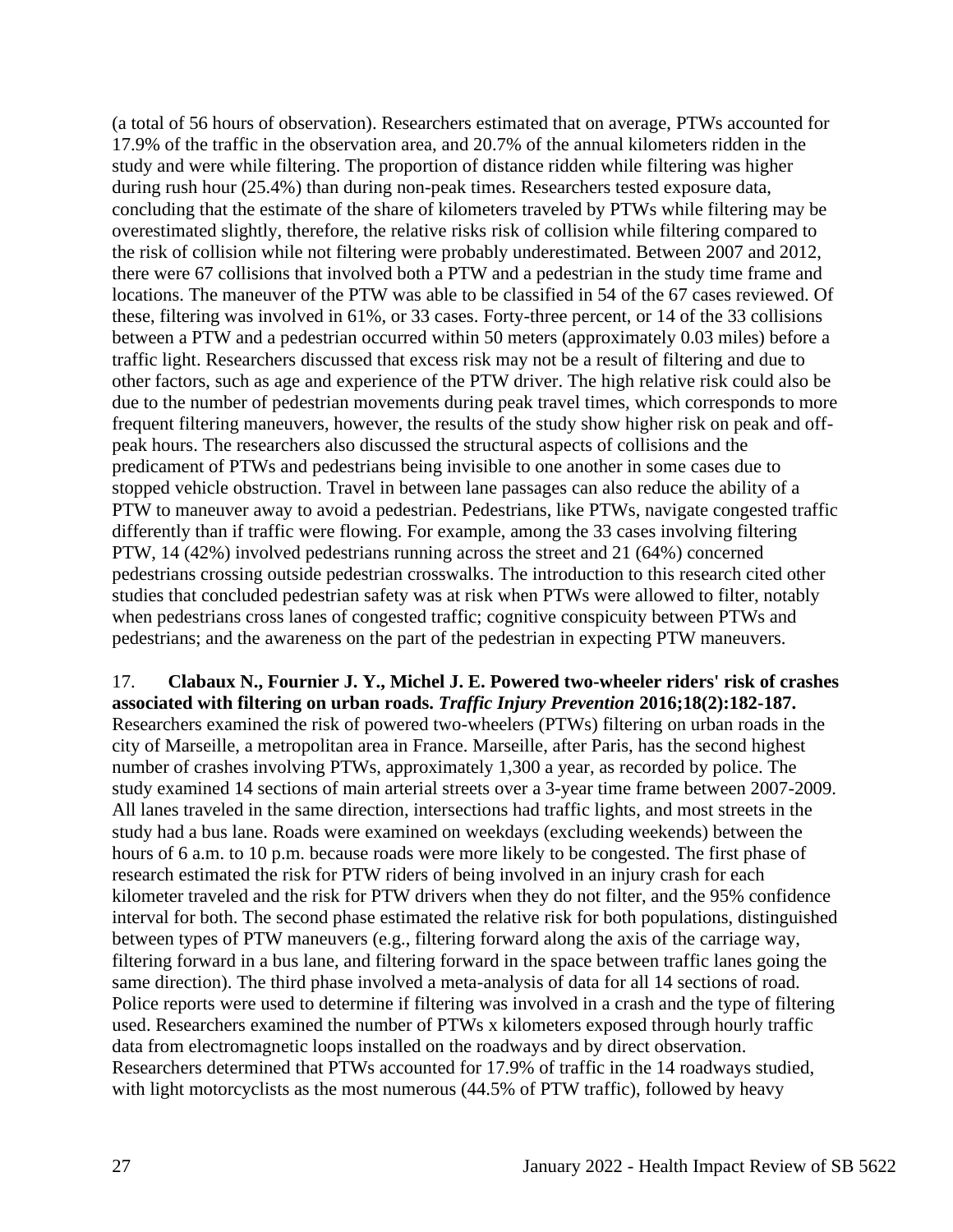(a total of 56 hours of observation). Researchers estimated that on average, PTWs accounted for 17.9% of the traffic in the observation area, and 20.7% of the annual kilometers ridden in the study and were while filtering. The proportion of distance ridden while filtering was higher during rush hour (25.4%) than during non-peak times. Researchers tested exposure data, concluding that the estimate of the share of kilometers traveled by PTWs while filtering may be overestimated slightly, therefore, the relative risks risk of collision while filtering compared to the risk of collision while not filtering were probably underestimated. Between 2007 and 2012, there were 67 collisions that involved both a PTW and a pedestrian in the study time frame and locations. The maneuver of the PTW was able to be classified in 54 of the 67 cases reviewed. Of these, filtering was involved in 61%, or 33 cases. Forty-three percent, or 14 of the 33 collisions between a PTW and a pedestrian occurred within 50 meters (approximately 0.03 miles) before a traffic light. Researchers discussed that excess risk may not be a result of filtering and due to other factors, such as age and experience of the PTW driver. The high relative risk could also be due to the number of pedestrian movements during peak travel times, which corresponds to more frequent filtering maneuvers, however, the results of the study show higher risk on peak and off-peak hours. The researchers also discussed the structural aspects of collisions and the predicament of PTWs and pedestrians being invisible to one another in some cases due to stopped vehicle obstruction. Travel in between lane passages can also reduce the ability of a PTW to maneuver away to avoid a pedestrian. Pedestrians, like PTWs, navigate congested traffic differently than if traffic were flowing. For example, among the 33 cases involving filtering PTW, 14 (42%) involved pedestrians running across the street and 21 (64%) concerned pedestrians crossing outside pedestrian crosswalks. The introduction to this research cited other studies that concluded pedestrian safety was at risk when PTWs were allowed to filter, notably when pedestrians cross lanes of congested traffic; cognitive conspicuity between PTWs and pedestrians; and the awareness on the part of the pedestrian in expecting PTW maneuvers.

17. **Clabaux N., Fournier J. Y., Michel J. E. Powered two-wheeler riders' risk of crashes associated with filtering on urban roads. *Traffic Injury Prevention* 2016;18(2):182-187.** Researchers examined the risk of powered two-wheelers (PTWs) filtering on urban roads in the city of Marseille, a metropolitan area in France. Marseille, after Paris, has the second highest number of crashes involving PTWs, approximately 1,300 a year, as recorded by police. The study examined 14 sections of main arterial streets over a 3-year time frame between 2007-2009. All lanes traveled in the same direction, intersections had traffic lights, and most streets in the study had a bus lane. Roads were examined on weekdays (excluding weekends) between the hours of 6 a.m. to 10 p.m. because roads were more likely to be congested. The first phase of research estimated the risk for PTW riders of being involved in an injury crash for each kilometer traveled and the risk for PTW drivers when they do not filter, and the 95% confidence interval for both. The second phase estimated the relative risk for both populations, distinguished between types of PTW maneuvers (e.g., filtering forward along the axis of the carriage way, filtering forward in a bus lane, and filtering forward in the space between traffic lanes going the same direction). The third phase involved a meta-analysis of data for all 14 sections of road. Police reports were used to determine if filtering was involved in a crash and the type of filtering used. Researchers examined the number of PTWs x kilometers exposed through hourly traffic data from electromagnetic loops installed on the roadways and by direct observation. Researchers determined that PTWs accounted for 17.9% of traffic in the 14 roadways studied, with light motorcyclists as the most numerous (44.5% of PTW traffic), followed by heavy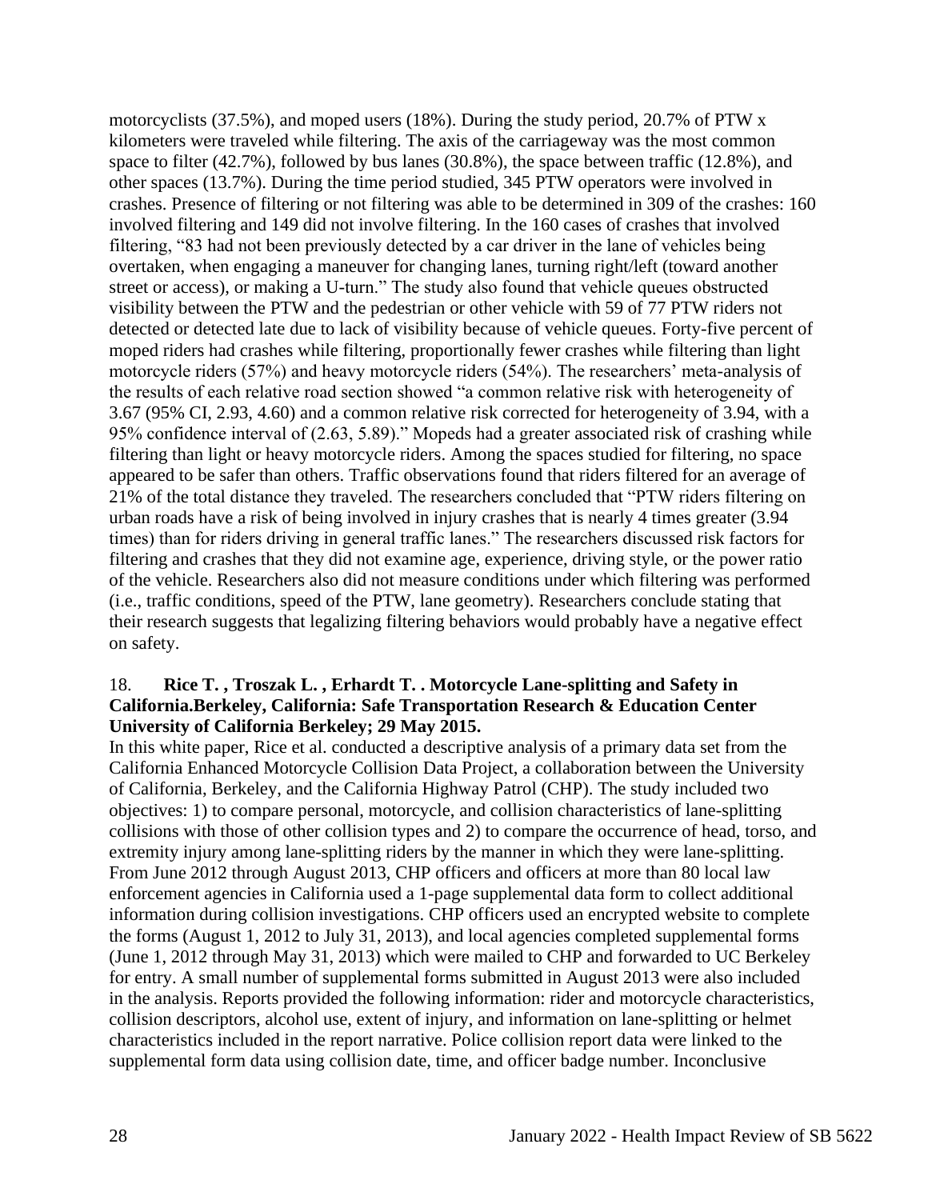motorcyclists (37.5%), and moped users (18%). During the study period, 20.7% of PTW x kilometers were traveled while filtering. The axis of the carriageway was the most common space to filter (42.7%), followed by bus lanes (30.8%), the space between traffic (12.8%), and other spaces (13.7%). During the time period studied, 345 PTW operators were involved in crashes. Presence of filtering or not filtering was able to be determined in 309 of the crashes: 160 involved filtering and 149 did not involve filtering. In the 160 cases of crashes that involved filtering, "83 had not been previously detected by a car driver in the lane of vehicles being overtaken, when engaging a maneuver for changing lanes, turning right/left (toward another street or access), or making a U-turn." The study also found that vehicle queues obstructed visibility between the PTW and the pedestrian or other vehicle with 59 of 77 PTW riders not detected or detected late due to lack of visibility because of vehicle queues. Forty-five percent of moped riders had crashes while filtering, proportionally fewer crashes while filtering than light motorcycle riders (57%) and heavy motorcycle riders (54%). The researchers' meta-analysis of the results of each relative road section showed "a common relative risk with heterogeneity of 3.67 (95% CI, 2.93, 4.60) and a common relative risk corrected for heterogeneity of 3.94, with a 95% confidence interval of (2.63, 5.89)." Mopeds had a greater associated risk of crashing while filtering than light or heavy motorcycle riders. Among the spaces studied for filtering, no space appeared to be safer than others. Traffic observations found that riders filtered for an average of 21% of the total distance they traveled. The researchers concluded that "PTW riders filtering on urban roads have a risk of being involved in injury crashes that is nearly 4 times greater (3.94 times) than for riders driving in general traffic lanes." The researchers discussed risk factors for filtering and crashes that they did not examine age, experience, driving style, or the power ratio of the vehicle. Researchers also did not measure conditions under which filtering was performed (i.e., traffic conditions, speed of the PTW, lane geometry). Researchers conclude stating that their research suggests that legalizing filtering behaviors would probably have a negative effect on safety.

18. **Rice T. , Troszak L. , Erhardt T. . Motorcycle Lane-splitting and Safety in California.Berkeley, California: Safe Transportation Research & Education Center University of California Berkeley; 29 May 2015.**

In this white paper, Rice et al. conducted a descriptive analysis of a primary data set from the California Enhanced Motorcycle Collision Data Project, a collaboration between the University of California, Berkeley, and the California Highway Patrol (CHP). The study included two objectives: 1) to compare personal, motorcycle, and collision characteristics of lane-splitting collisions with those of other collision types and 2) to compare the occurrence of head, torso, and extremity injury among lane-splitting riders by the manner in which they were lane-splitting. From June 2012 through August 2013, CHP officers and officers at more than 80 local law enforcement agencies in California used a 1-page supplemental data form to collect additional information during collision investigations. CHP officers used an encrypted website to complete the forms (August 1, 2012 to July 31, 2013), and local agencies completed supplemental forms (June 1, 2012 through May 31, 2013) which were mailed to CHP and forwarded to UC Berkeley for entry. A small number of supplemental forms submitted in August 2013 were also included in the analysis. Reports provided the following information: rider and motorcycle characteristics, collision descriptors, alcohol use, extent of injury, and information on lane-splitting or helmet characteristics included in the report narrative. Police collision report data were linked to the supplemental form data using collision date, time, and officer badge number. Inconclusive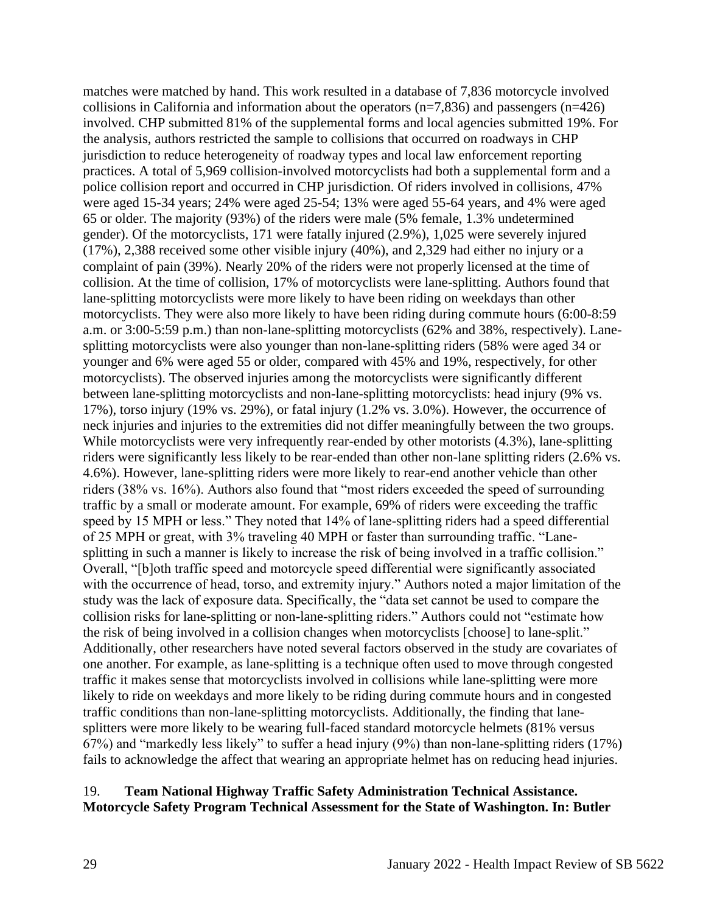matches were matched by hand. This work resulted in a database of 7,836 motorcycle involved collisions in California and information about the operators (n=7,836) and passengers (n=426) involved. CHP submitted 81% of the supplemental forms and local agencies submitted 19%. For the analysis, authors restricted the sample to collisions that occurred on roadways in CHP jurisdiction to reduce heterogeneity of roadway types and local law enforcement reporting practices. A total of 5,969 collision-involved motorcyclists had both a supplemental form and a police collision report and occurred in CHP jurisdiction. Of riders involved in collisions, 47% were aged 15-34 years; 24% were aged 25-54; 13% were aged 55-64 years, and 4% were aged 65 or older. The majority (93%) of the riders were male (5% female, 1.3% undetermined gender). Of the motorcyclists, 171 were fatally injured (2.9%), 1,025 were severely injured (17%), 2,388 received some other visible injury (40%), and 2,329 had either no injury or a complaint of pain (39%). Nearly 20% of the riders were not properly licensed at the time of collision. At the time of collision, 17% of motorcyclists were lane-splitting. Authors found that lane-splitting motorcyclists were more likely to have been riding on weekdays than other motorcyclists. They were also more likely to have been riding during commute hours (6:00-8:59 a.m. or 3:00-5:59 p.m.) than non-lane-splitting motorcyclists (62% and 38%, respectively). Lane-splitting motorcyclists were also younger than non-lane-splitting riders (58% were aged 34 or younger and 6% were aged 55 or older, compared with 45% and 19%, respectively, for other motorcyclists). The observed injuries among the motorcyclists were significantly different between lane-splitting motorcyclists and non-lane-splitting motorcyclists: head injury (9% vs. 17%), torso injury (19% vs. 29%), or fatal injury (1.2% vs. 3.0%). However, the occurrence of neck injuries and injuries to the extremities did not differ meaningfully between the two groups. While motorcyclists were very infrequently rear-ended by other motorists (4.3%), lane-splitting riders were significantly less likely to be rear-ended than other non-lane splitting riders (2.6% vs. 4.6%). However, lane-splitting riders were more likely to rear-end another vehicle than other riders (38% vs. 16%). Authors also found that "most riders exceeded the speed of surrounding traffic by a small or moderate amount. For example, 69% of riders were exceeding the traffic speed by 15 MPH or less." They noted that 14% of lane-splitting riders had a speed differential of 25 MPH or great, with 3% traveling 40 MPH or faster than surrounding traffic. "Lane-splitting in such a manner is likely to increase the risk of being involved in a traffic collision." Overall, "[b]oth traffic speed and motorcycle speed differential were significantly associated with the occurrence of head, torso, and extremity injury." Authors noted a major limitation of the study was the lack of exposure data. Specifically, the "data set cannot be used to compare the collision risks for lane-splitting or non-lane-splitting riders." Authors could not "estimate how the risk of being involved in a collision changes when motorcyclists [choose] to lane-split." Additionally, other researchers have noted several factors observed in the study are covariates of one another. For example, as lane-splitting is a technique often used to move through congested traffic it makes sense that motorcyclists involved in collisions while lane-splitting were more likely to ride on weekdays and more likely to be riding during commute hours and in congested traffic conditions than non-lane-splitting motorcyclists. Additionally, the finding that lane-splitters were more likely to be wearing full-faced standard motorcycle helmets (81% versus 67%) and "markedly less likely" to suffer a head injury (9%) than non-lane-splitting riders (17%) fails to acknowledge the affect that wearing an appropriate helmet has on reducing head injuries.

19. **Team National Highway Traffic Safety Administration Technical Assistance. Motorcycle Safety Program Technical Assessment for the State of Washington. In: Butler**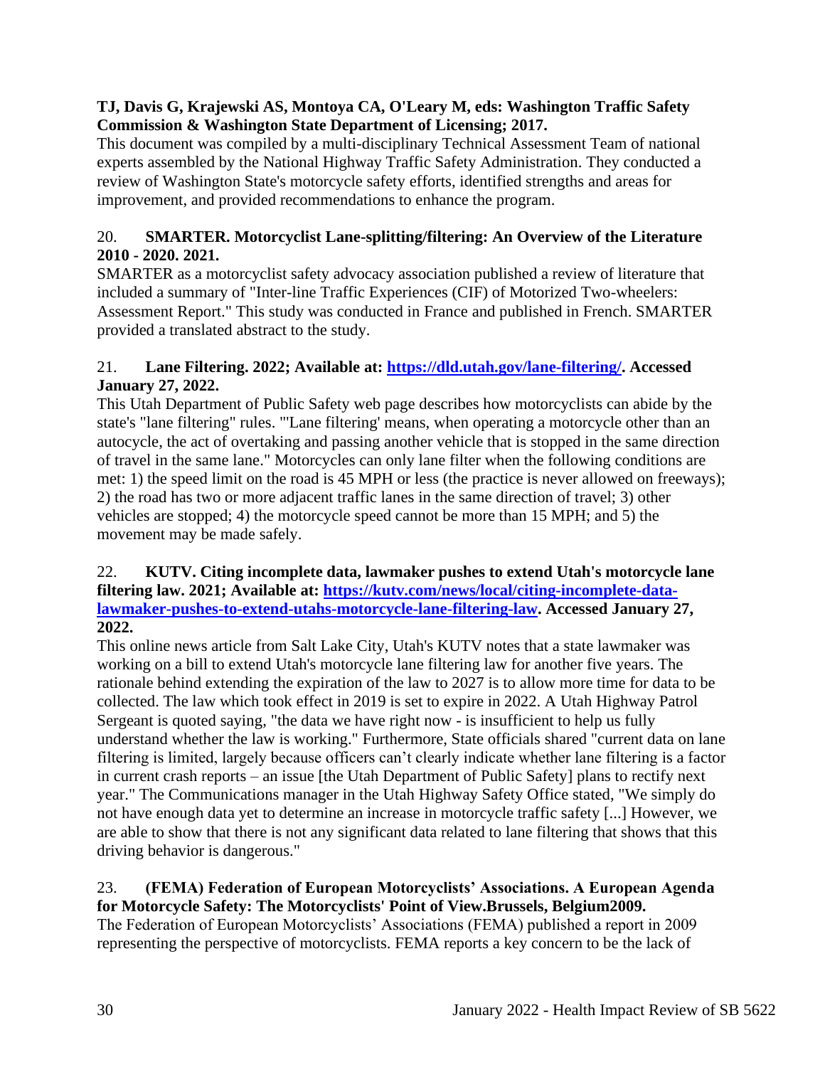**TJ, Davis G, Krajewski AS, Montoya CA, O'Leary M, eds: Washington Traffic Safety Commission & Washington State Department of Licensing; 2017.**

This document was compiled by a multi-disciplinary Technical Assessment Team of national experts assembled by the National Highway Traffic Safety Administration. They conducted a review of Washington State's motorcycle safety efforts, identified strengths and areas for improvement, and provided recommendations to enhance the program.

20. **SMARTER. Motorcyclist Lane-splitting/filtering: An Overview of the Literature 2010 - 2020. 2021.**

SMARTER as a motorcyclist safety advocacy association published a review of literature that included a summary of "Inter-line Traffic Experiences (CIF) of Motorized Two-wheelers: Assessment Report." This study was conducted in France and published in French. SMARTER provided a translated abstract to the study.

21. **Lane Filtering. 2022; Available at: [https://dld.utah.gov/lane-filtering/](https://dld.utah.gov/lane-filtering/). Accessed January 27, 2022.**

This Utah Department of Public Safety web page describes how motorcyclists can abide by the state's "lane filtering" rules. "'Lane filtering' means, when operating a motorcycle other than an autocycle, the act of overtaking and passing another vehicle that is stopped in the same direction of travel in the same lane." Motorcycles can only lane filter when the following conditions are met: 1) the speed limit on the road is 45 MPH or less (the practice is never allowed on freeways); 2) the road has two or more adjacent traffic lanes in the same direction of travel; 3) other vehicles are stopped; 4) the motorcycle speed cannot be more than 15 MPH; and 5) the movement may be made safely.

22. **KUTV. Citing incomplete data, lawmaker pushes to extend Utah's motorcycle lane filtering law. 2021; Available at: [https://kutv.com/news/local/citing-incomplete-data-lawmaker-pushes-to-extend-utahs-motorcycle-lane-filtering-law](https://kutv.com/news/local/citing-incomplete-data-lawmaker-pushes-to-extend-utahs-motorcycle-lane-filtering-law). Accessed January 27, 2022.**

This online news article from Salt Lake City, Utah's KUTV notes that a state lawmaker was working on a bill to extend Utah's motorcycle lane filtering law for another five years. The rationale behind extending the expiration of the law to 2027 is to allow more time for data to be collected. The law which took effect in 2019 is set to expire in 2022. A Utah Highway Patrol Sergeant is quoted saying, "the data we have right now - is insufficient to help us fully understand whether the law is working." Furthermore, State officials shared "current data on lane filtering is limited, largely because officers can't clearly indicate whether lane filtering is a factor in current crash reports – an issue [the Utah Department of Public Safety] plans to rectify next year." The Communications manager in the Utah Highway Safety Office stated, "We simply do not have enough data yet to determine an increase in motorcycle traffic safety [...] However, we are able to show that there is not any significant data related to lane filtering that shows that this driving behavior is dangerous."

23. **(FEMA) Federation of European Motorcyclists' Associations. A European Agenda for Motorcycle Safety: The Motorcyclists' Point of View.Brussels, Belgium2009.**

The Federation of European Motorcyclists' Associations (FEMA) published a report in 2009 representing the perspective of motorcyclists. FEMA reports a key concern to be the lack of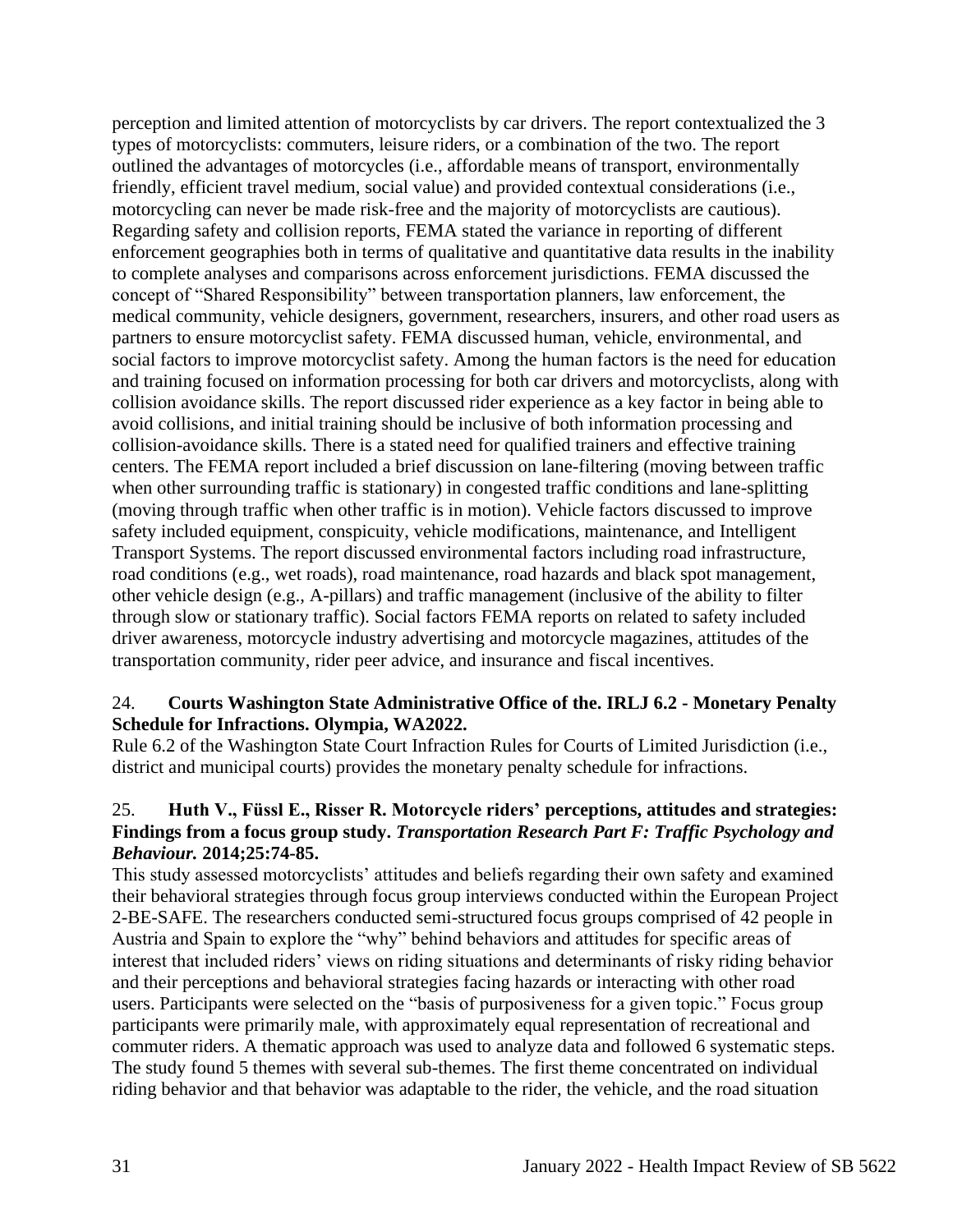perception and limited attention of motorcyclists by car drivers. The report contextualized the 3 types of motorcyclists: commuters, leisure riders, or a combination of the two. The report outlined the advantages of motorcycles (i.e., affordable means of transport, environmentally friendly, efficient travel medium, social value) and provided contextual considerations (i.e., motorcycling can never be made risk-free and the majority of motorcyclists are cautious). Regarding safety and collision reports, FEMA stated the variance in reporting of different enforcement geographies both in terms of qualitative and quantitative data results in the inability to complete analyses and comparisons across enforcement jurisdictions. FEMA discussed the concept of "Shared Responsibility" between transportation planners, law enforcement, the medical community, vehicle designers, government, researchers, insurers, and other road users as partners to ensure motorcyclist safety. FEMA discussed human, vehicle, environmental, and social factors to improve motorcyclist safety. Among the human factors is the need for education and training focused on information processing for both car drivers and motorcyclists, along with collision avoidance skills. The report discussed rider experience as a key factor in being able to avoid collisions, and initial training should be inclusive of both information processing and collision-avoidance skills. There is a stated need for qualified trainers and effective training centers. The FEMA report included a brief discussion on lane-filtering (moving between traffic when other surrounding traffic is stationary) in congested traffic conditions and lane-splitting (moving through traffic when other traffic is in motion). Vehicle factors discussed to improve safety included equipment, conspicuity, vehicle modifications, maintenance, and Intelligent Transport Systems. The report discussed environmental factors including road infrastructure, road conditions (e.g., wet roads), road maintenance, road hazards and black spot management, other vehicle design (e.g., A-pillars) and traffic management (inclusive of the ability to filter through slow or stationary traffic). Social factors FEMA reports on related to safety included driver awareness, motorcycle industry advertising and motorcycle magazines, attitudes of the transportation community, rider peer advice, and insurance and fiscal incentives.

24. **Courts Washington State Administrative Office of the. IRLJ 6.2 - Monetary Penalty Schedule for Infractions. Olympia, WA2022.**

Rule 6.2 of the Washington State Court Infraction Rules for Courts of Limited Jurisdiction (i.e., district and municipal courts) provides the monetary penalty schedule for infractions.

25. **Huth V., Füssl E., Risser R. Motorcycle riders' perceptions, attitudes and strategies: Findings from a focus group study. *Transportation Research Part F: Traffic Psychology and Behaviour.* 2014;25:74-85.**

This study assessed motorcyclists' attitudes and beliefs regarding their own safety and examined their behavioral strategies through focus group interviews conducted within the European Project 2-BE-SAFE. The researchers conducted semi-structured focus groups comprised of 42 people in Austria and Spain to explore the "why" behind behaviors and attitudes for specific areas of interest that included riders' views on riding situations and determinants of risky riding behavior and their perceptions and behavioral strategies facing hazards or interacting with other road users. Participants were selected on the "basis of purposiveness for a given topic." Focus group participants were primarily male, with approximately equal representation of recreational and commuter riders. A thematic approach was used to analyze data and followed 6 systematic steps. The study found 5 themes with several sub-themes. The first theme concentrated on individual riding behavior and that behavior was adaptable to the rider, the vehicle, and the road situation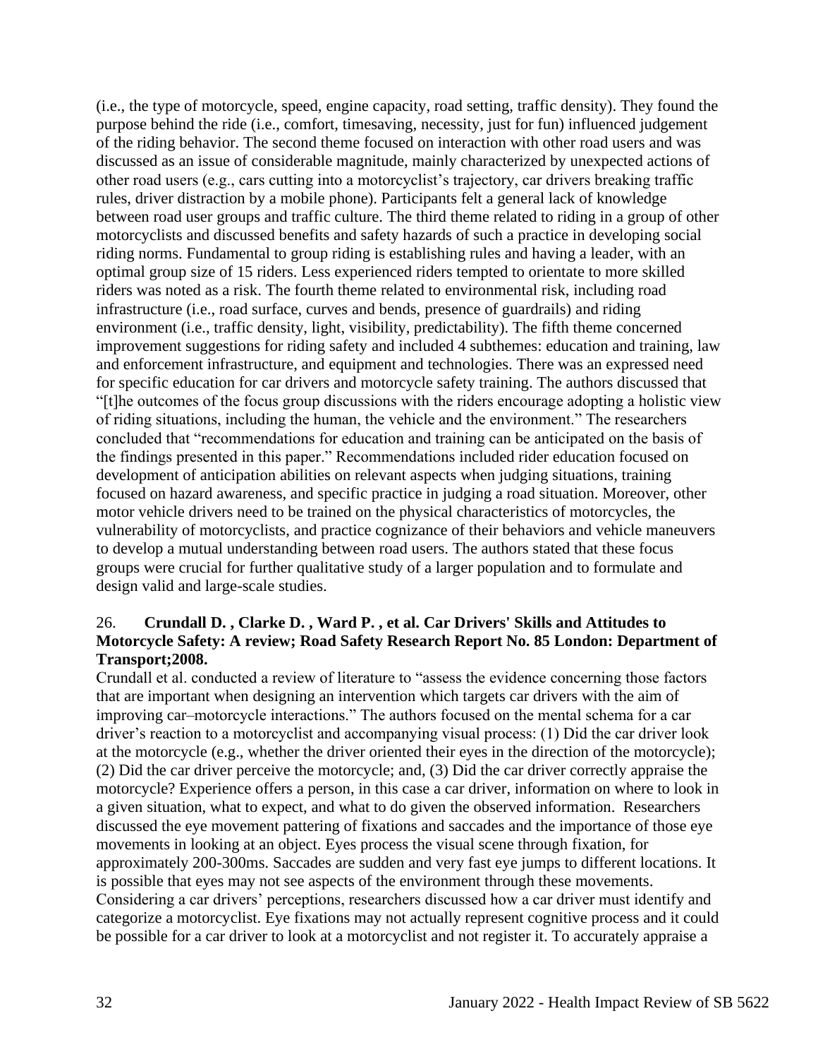(i.e., the type of motorcycle, speed, engine capacity, road setting, traffic density). They found the purpose behind the ride (i.e., comfort, timesaving, necessity, just for fun) influenced judgement of the riding behavior. The second theme focused on interaction with other road users and was discussed as an issue of considerable magnitude, mainly characterized by unexpected actions of other road users (e.g., cars cutting into a motorcyclist's trajectory, car drivers breaking traffic rules, driver distraction by a mobile phone). Participants felt a general lack of knowledge between road user groups and traffic culture. The third theme related to riding in a group of other motorcyclists and discussed benefits and safety hazards of such a practice in developing social riding norms. Fundamental to group riding is establishing rules and having a leader, with an optimal group size of 15 riders. Less experienced riders tempted to orientate to more skilled riders was noted as a risk. The fourth theme related to environmental risk, including road infrastructure (i.e., road surface, curves and bends, presence of guardrails) and riding environment (i.e., traffic density, light, visibility, predictability). The fifth theme concerned improvement suggestions for riding safety and included 4 subthemes: education and training, law and enforcement infrastructure, and equipment and technologies. There was an expressed need for specific education for car drivers and motorcycle safety training. The authors discussed that "[t]he outcomes of the focus group discussions with the riders encourage adopting a holistic view of riding situations, including the human, the vehicle and the environment." The researchers concluded that "recommendations for education and training can be anticipated on the basis of the findings presented in this paper." Recommendations included rider education focused on development of anticipation abilities on relevant aspects when judging situations, training focused on hazard awareness, and specific practice in judging a road situation. Moreover, other motor vehicle drivers need to be trained on the physical characteristics of motorcycles, the vulnerability of motorcyclists, and practice cognizance of their behaviors and vehicle maneuvers to develop a mutual understanding between road users. The authors stated that these focus groups were crucial for further qualitative study of a larger population and to formulate and design valid and large-scale studies.

26. **Crundall D. , Clarke D. , Ward P. , et al. Car Drivers' Skills and Attitudes to Motorcycle Safety: A review; Road Safety Research Report No. 85 London: Department of Transport;2008.**

Crundall et al. conducted a review of literature to "assess the evidence concerning those factors that are important when designing an intervention which targets car drivers with the aim of improving car–motorcycle interactions." The authors focused on the mental schema for a car driver's reaction to a motorcyclist and accompanying visual process: (1) Did the car driver look at the motorcycle (e.g., whether the driver oriented their eyes in the direction of the motorcycle); (2) Did the car driver perceive the motorcycle; and, (3) Did the car driver correctly appraise the motorcycle? Experience offers a person, in this case a car driver, information on where to look in a given situation, what to expect, and what to do given the observed information. Researchers discussed the eye movement pattering of fixations and saccades and the importance of those eye movements in looking at an object. Eyes process the visual scene through fixation, for approximately 200-300ms. Saccades are sudden and very fast eye jumps to different locations. It is possible that eyes may not see aspects of the environment through these movements. Considering a car drivers' perceptions, researchers discussed how a car driver must identify and categorize a motorcyclist. Eye fixations may not actually represent cognitive process and it could be possible for a car driver to look at a motorcyclist and not register it. To accurately appraise a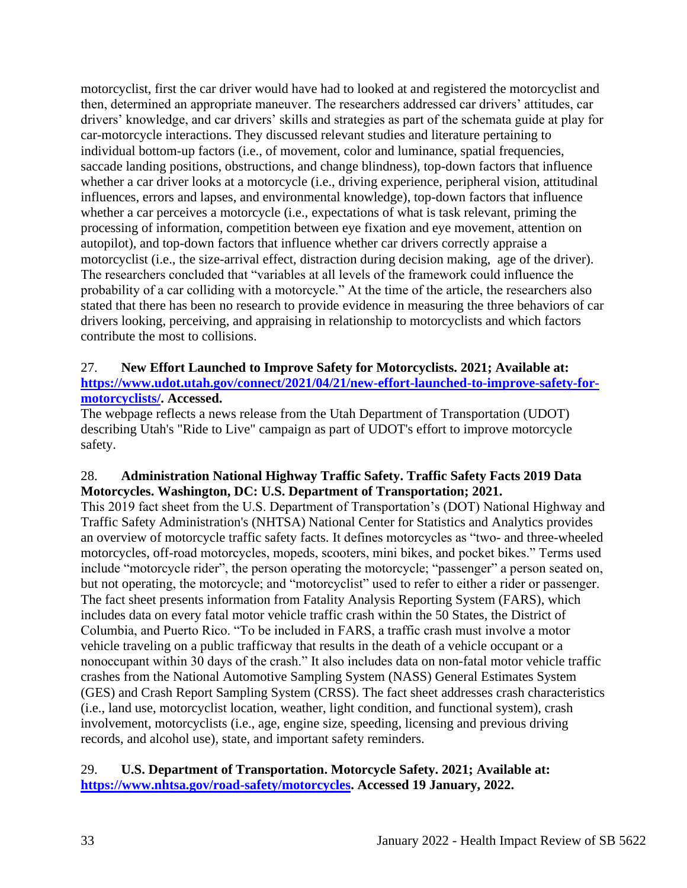motorcyclist, first the car driver would have had to looked at and registered the motorcyclist and then, determined an appropriate maneuver. The researchers addressed car drivers' attitudes, car drivers' knowledge, and car drivers' skills and strategies as part of the schemata guide at play for car-motorcycle interactions. They discussed relevant studies and literature pertaining to individual bottom-up factors (i.e., of movement, color and luminance, spatial frequencies, saccade landing positions, obstructions, and change blindness), top-down factors that influence whether a car driver looks at a motorcycle (i.e., driving experience, peripheral vision, attitudinal influences, errors and lapses, and environmental knowledge), top-down factors that influence whether a car perceives a motorcycle (i.e., expectations of what is task relevant, priming the processing of information, competition between eye fixation and eye movement, attention on autopilot), and top-down factors that influence whether car drivers correctly appraise a motorcyclist (i.e., the size-arrival effect, distraction during decision making, age of the driver). The researchers concluded that "variables at all levels of the framework could influence the probability of a car colliding with a motorcycle." At the time of the article, the researchers also stated that there has been no research to provide evidence in measuring the three behaviors of car drivers looking, perceiving, and appraising in relationship to motorcyclists and which factors contribute the most to collisions.

27. **New Effort Launched to Improve Safety for Motorcyclists. 2021; Available at: [https://www.udot.utah.gov/connect/2021/04/21/new-effort-launched-to-improve-safety-for-motorcyclists/](https://www.udot.utah.gov/connect/2021/04/21/new-effort-launched-to-improve-safety-for-motorcyclists/). Accessed.**

The webpage reflects a news release from the Utah Department of Transportation (UDOT) describing Utah's "Ride to Live" campaign as part of UDOT's effort to improve motorcycle safety.

28. **Administration National Highway Traffic Safety. Traffic Safety Facts 2019 Data Motorcycles. Washington, DC: U.S. Department of Transportation; 2021.**

This 2019 fact sheet from the U.S. Department of Transportation's (DOT) National Highway and Traffic Safety Administration's (NHTSA) National Center for Statistics and Analytics provides an overview of motorcycle traffic safety facts. It defines motorcycles as "two- and three-wheeled motorcycles, off-road motorcycles, mopeds, scooters, mini bikes, and pocket bikes." Terms used include "motorcycle rider", the person operating the motorcycle; "passenger" a person seated on, but not operating, the motorcycle; and "motorcyclist" used to refer to either a rider or passenger. The fact sheet presents information from Fatality Analysis Reporting System (FARS), which includes data on every fatal motor vehicle traffic crash within the 50 States, the District of Columbia, and Puerto Rico. "To be included in FARS, a traffic crash must involve a motor vehicle traveling on a public trafficway that results in the death of a vehicle occupant or a nonoccupant within 30 days of the crash." It also includes data on non-fatal motor vehicle traffic crashes from the National Automotive Sampling System (NASS) General Estimates System (GES) and Crash Report Sampling System (CRSS). The fact sheet addresses crash characteristics (i.e., land use, motorcyclist location, weather, light condition, and functional system), crash involvement, motorcyclists (i.e., age, engine size, speeding, licensing and previous driving records, and alcohol use), state, and important safety reminders.

29. **U.S. Department of Transportation. Motorcycle Safety. 2021; Available at: [https://www.nhtsa.gov/road-safety/motorcycles](https://www.nhtsa.gov/road-safety/motorcycles). Accessed 19 January, 2022.**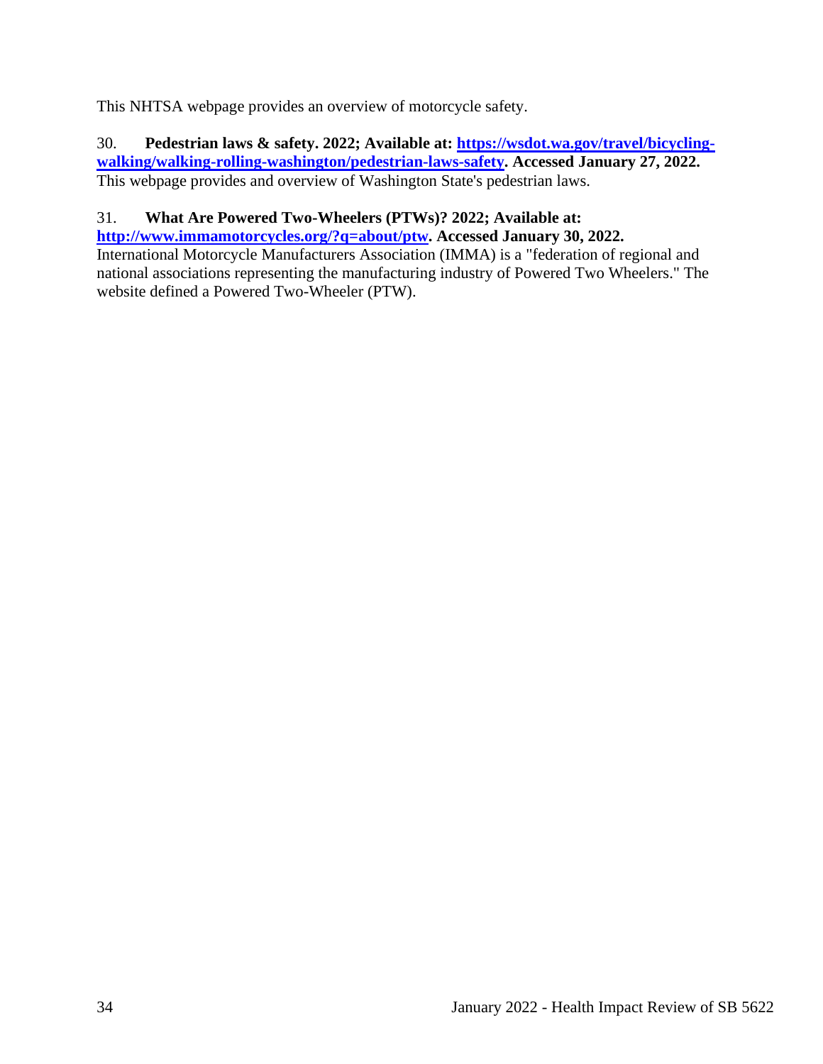This NHTSA webpage provides an overview of motorcycle safety.

30. **Pedestrian laws & safety. 2022; Available at: [https://wsdot.wa.gov/travel/bicycling-walking/walking-rolling-washington/pedestrian-laws-safety](https://wsdot.wa.gov/travel/bicycling-walking/walking-rolling-washington/pedestrian-laws-safety). Accessed January 27, 2022.**
This webpage provides and overview of Washington State's pedestrian laws.

31. **What Are Powered Two-Wheelers (PTWs)? 2022; Available at: [http://www.immamotorcycles.org/?q=about/ptw](http://www.immamotorcycles.org/?q=about/ptw). Accessed January 30, 2022.**
International Motorcycle Manufacturers Association (IMMA) is a "federation of regional and national associations representing the manufacturing industry of Powered Two Wheelers." The website defined a Powered Two-Wheeler (PTW).